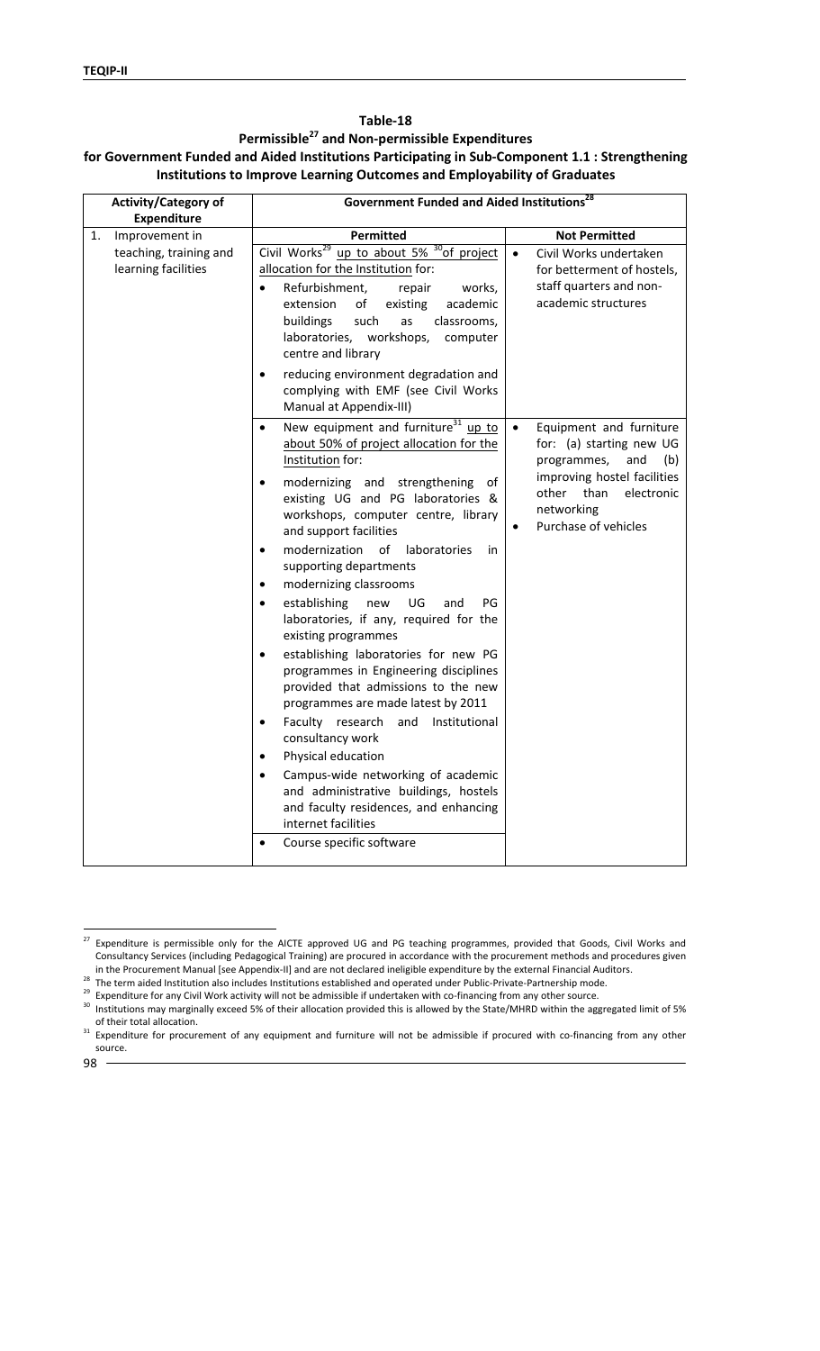**Table-18**

**Permissible[27] and Non-permissible Expenditures for Government Funded and Aided Institutions Participating in Sub-Component 1.1 : Strengthening Institutions to Improve Learning Outcomes and Employability of Graduates**

| Activity/Category of Expenditure | Government Funded and Aided Institutions[28] | |
|---|---|---|
| | **Permitted** | **Not Permitted** |
| 1. Improvement in teaching, training and learning facilities | Civil Works[29] up to about 5% [30]of project allocation for the Institution for: <br>• Refurbishment, repair works, extension of existing academic buildings such as classrooms, laboratories, workshops, computer centre and library <br>• reducing environment degradation and complying with EMF (see Civil Works Manual at Appendix-III) | • Civil Works undertaken for betterment of hostels, staff quarters and non-academic structures |
| | • New equipment and furniture[31] up to about 50% of project allocation for the Institution for: <br>• modernizing and strengthening of existing UG and PG laboratories & workshops, computer centre, library and support facilities <br>• modernization of laboratories in supporting departments <br>• modernizing classrooms <br>• establishing new UG and PG laboratories, if any, required for the existing programmes <br>• establishing laboratories for new PG programmes in Engineering disciplines provided that admissions to the new programmes are made latest by 2011 <br>• Faculty research and Institutional consultancy work <br>• Physical education <br>• Campus-wide networking of academic and administrative buildings, hostels and faculty residences, and enhancing internet facilities <br>• Course specific software | • Equipment and furniture for: (a) starting new UG programmes, and (b) improving hostel facilities other than electronic networking <br>• Purchase of vehicles |

[27] Expenditure is permissible only for the AICTE approved UG and PG teaching programmes, provided that Goods, Civil Works and Consultancy Services (including Pedagogical Training) are procured in accordance with the procurement methods and procedures given in the Procurement Manual [see Appendix-II] and are not declared ineligible expenditure by the external Financial Auditors.

[28] The term aided Institution also includes Institutions established and operated under Public-Private-Partnership mode.

[29] Expenditure for any Civil Work activity will not be admissible if undertaken with co-financing from any other source.

[30] Institutions may marginally exceed 5% of their allocation provided this is allowed by the State/MHRD within the aggregated limit of 5% of their total allocation.

[31] Expenditure for procurement of any equipment and furniture will not be admissible if procured with co-financing from any other source.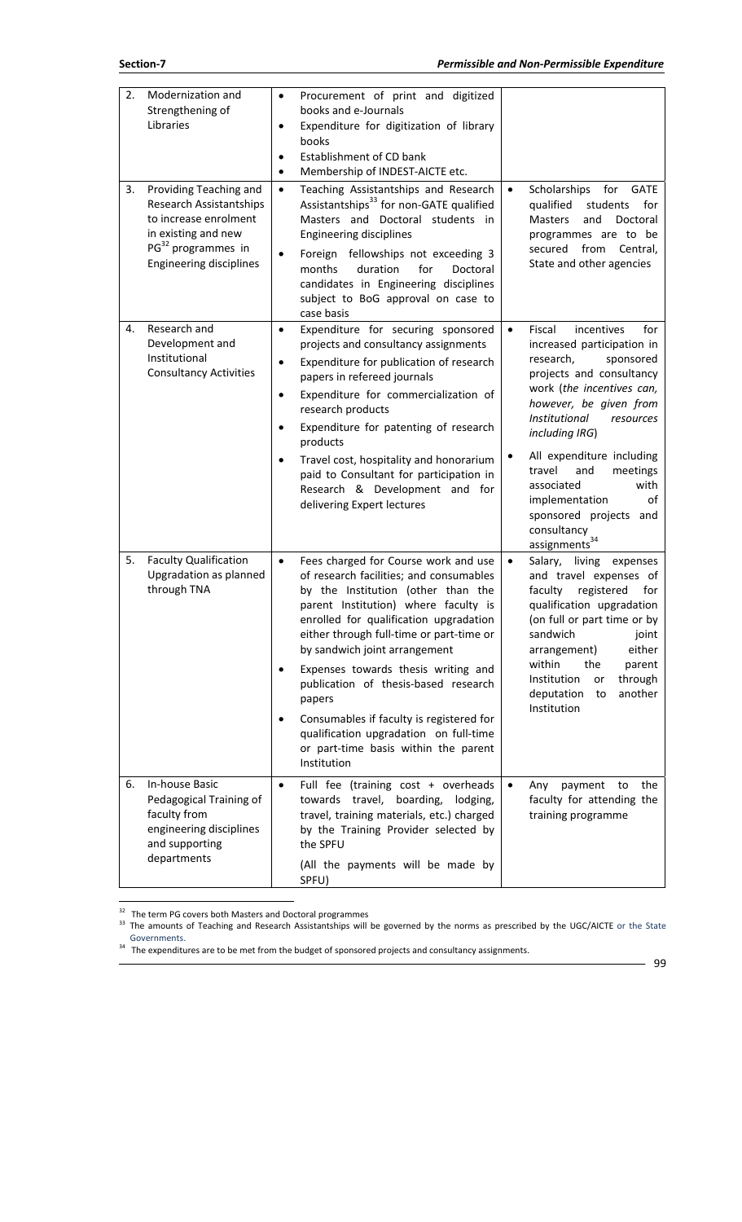| | | | |
|---|---|---|---|
| 2. | Modernization and Strengthening of Libraries | • Procurement of print and digitized books and e-Journals<br>• Expenditure for digitization of library books<br>• Establishment of CD bank<br>• Membership of INDEST-AICTE etc. | |
| 3. | Providing Teaching and Research Assistantships to increase enrolment in existing and new PG[32] programmes in Engineering disciplines | • Teaching Assistantships and Research Assistantships[33] for non-GATE qualified Masters and Doctoral students in Engineering disciplines<br>• Foreign fellowships not exceeding 3 months duration for Doctoral candidates in Engineering disciplines subject to BoG approval on case to case basis | • Scholarships for GATE qualified students for Masters and Doctoral programmes are to be secured from Central, State and other agencies |
| 4. | Research and Development and Institutional Consultancy Activities | • Expenditure for securing sponsored projects and consultancy assignments<br>• Expenditure for publication of research papers in refereed journals<br>• Expenditure for commercialization of research products<br>• Expenditure for patenting of research products<br>• Travel cost, hospitality and honorarium paid to Consultant for participation in Research & Development and for delivering Expert lectures | • Fiscal incentives for increased participation in research, sponsored projects and consultancy work (*the incentives can, however, be given from Institutional resources including IRG*)<br>• All expenditure including travel and meetings associated with implementation of sponsored projects and consultancy assignments[34] |
| 5. | Faculty Qualification Upgradation as planned through TNA | • Fees charged for Course work and use of research facilities; and consumables by the Institution (other than the parent Institution) where faculty is enrolled for qualification upgradation either through full-time or part-time or by sandwich joint arrangement<br>• Expenses towards thesis writing and publication of thesis-based research papers<br>• Consumables if faculty is registered for qualification upgradation on full-time or part-time basis within the parent Institution | • Salary, living expenses and travel expenses of faculty registered for qualification upgradation (on full or part time or by sandwich joint arrangement) either within the parent Institution or through deputation to another Institution |
| 6. | In-house Basic Pedagogical Training of faculty from engineering disciplines and supporting departments | • Full fee (training cost + overheads towards travel, boarding, lodging, travel, training materials, etc.) charged by the Training Provider selected by the SPFU<br>(All the payments will be made by SPFU) | • Any payment to the faculty for attending the training programme |

[32] The term PG covers both Masters and Doctoral programmes

[33] The amounts of Teaching and Research Assistantships will be governed by the norms as prescribed by the UGC/AICTE or the State Governments.

[34] The expenditures are to be met from the budget of sponsored projects and consultancy assignments.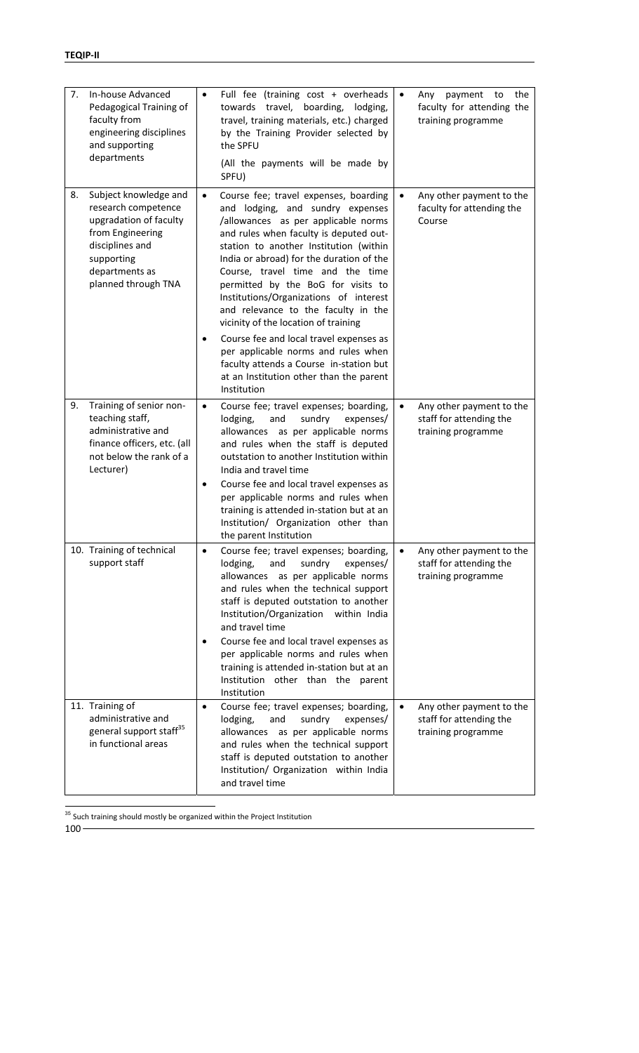| | | |
|---|---|---|
| 7. In-house Advanced Pedagogical Training of faculty from engineering disciplines and supporting departments | • Full fee (training cost + overheads towards travel, boarding, lodging, travel, training materials, etc.) charged by the Training Provider selected by the SPFU<br><br>(All the payments will be made by SPFU) | • Any payment to the faculty for attending the training programme |
| 8. Subject knowledge and research competence upgradation of faculty from Engineering disciplines and supporting departments as planned through TNA | • Course fee; travel expenses, boarding and lodging, and sundry expenses /allowances as per applicable norms and rules when faculty is deputed out-station to another Institution (within India or abroad) for the duration of the Course, travel time and the time permitted by the BoG for visits to Institutions/Organizations of interest and relevance to the faculty in the vicinity of the location of training<br>• Course fee and local travel expenses as per applicable norms and rules when faculty attends a Course in-station but at an Institution other than the parent Institution | • Any other payment to the faculty for attending the Course |
| 9. Training of senior non-teaching staff, administrative and finance officers, etc. (all not below the rank of a Lecturer) | • Course fee; travel expenses; boarding, lodging, and sundry expenses/ allowances as per applicable norms and rules when the staff is deputed outstation to another Institution within India and travel time<br>• Course fee and local travel expenses as per applicable norms and rules when training is attended in-station but at an Institution/ Organization other than the parent Institution | • Any other payment to the staff for attending the training programme |
| 10. Training of technical support staff | • Course fee; travel expenses; boarding, lodging, and sundry expenses/ allowances as per applicable norms and rules when the technical support staff is deputed outstation to another Institution/Organization within India and travel time<br>• Course fee and local travel expenses as per applicable norms and rules when training is attended in-station but at an Institution other than the parent Institution | • Any other payment to the staff for attending the training programme |
| 11. Training of administrative and general support staff[35] in functional areas | • Course fee; travel expenses; boarding, lodging, and sundry expenses/ allowances as per applicable norms and rules when the technical support staff is deputed outstation to another Institution/ Organization within India and travel time | • Any other payment to the staff for attending the training programme |

[35] Such training should mostly be organized within the Project Institution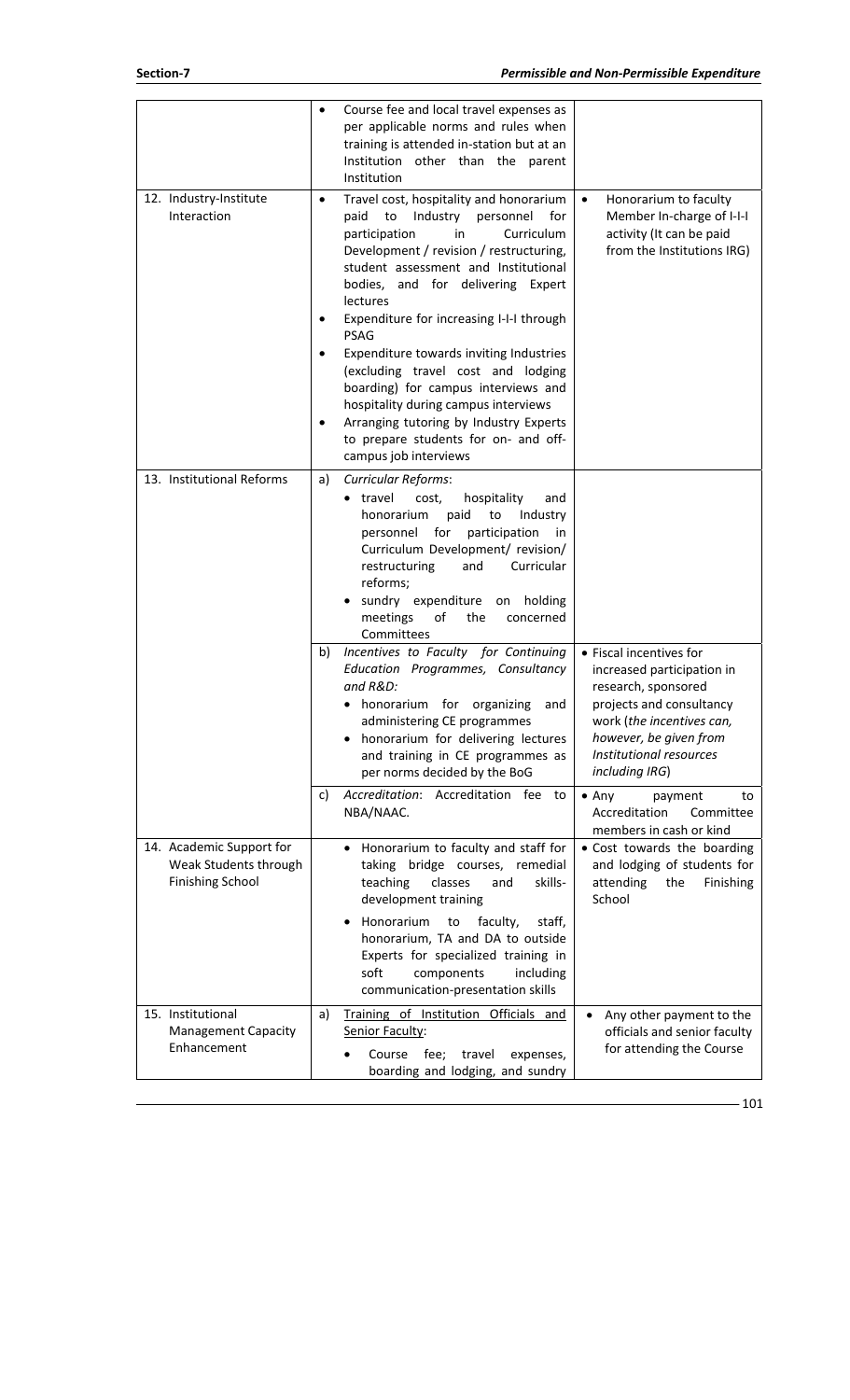| | | |
|---|---|---|
| | • Course fee and local travel expenses as per applicable norms and rules when training is attended in-station but at an Institution other than the parent Institution | |
| 12. Industry-Institute Interaction | • Travel cost, hospitality and honorarium paid to Industry personnel for participation in Curriculum Development / revision / restructuring, student assessment and Institutional bodies, and for delivering Expert lectures<br>• Expenditure for increasing I-I-I through PSAG<br>• Expenditure towards inviting Industries (excluding travel cost and lodging boarding) for campus interviews and hospitality during campus interviews<br>• Arranging tutoring by Industry Experts to prepare students for on- and off-campus job interviews | • Honorarium to faculty Member In-charge of I-I-I activity (It can be paid from the Institutions IRG) |
| 13. Institutional Reforms | a) *Curricular Reforms*:<br>• travel cost, hospitality and honorarium paid to Industry personnel for participation in Curriculum Development/ revision/ restructuring and Curricular reforms;<br>• sundry expenditure on holding meetings of the concerned Committees | |
| | b) *Incentives to Faculty for Continuing Education Programmes, Consultancy and R&D:*<br>• honorarium for organizing and administering CE programmes<br>• honorarium for delivering lectures and training in CE programmes as per norms decided by the BoG | • Fiscal incentives for increased participation in research, sponsored projects and consultancy work (*the incentives can, however, be given from Institutional resources including IRG*) |
| | c) *Accreditation*: Accreditation fee to NBA/NAAC. | • Any payment to Accreditation Committee members in cash or kind |
| 14. Academic Support for Weak Students through Finishing School | • Honorarium to faculty and staff for taking bridge courses, remedial teaching classes and skills-development training<br>• Honorarium to faculty, staff, honorarium, TA and DA to outside Experts for specialized training in soft components including communication-presentation skills | • Cost towards the boarding and lodging of students for attending the Finishing School |
| 15. Institutional Management Capacity Enhancement | a) Training of Institution Officials and Senior Faculty:<br>• Course fee; travel expenses, boarding and lodging, and sundry | • Any other payment to the officials and senior faculty for attending the Course |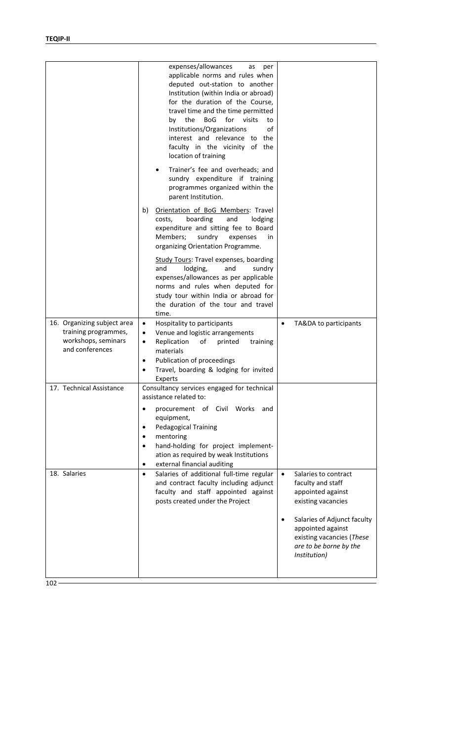| | | |
|---|---|---|
| | expenses/allowances as per applicable norms and rules when deputed out-station to another Institution (within India or abroad) for the duration of the Course, travel time and the time permitted by the BoG for visits to Institutions/Organizations of interest and relevance to the faculty in the vicinity of the location of training<br>• Trainer's fee and overheads; and sundry expenditure if training programmes organized within the parent Institution.<br>b) Orientation of BoG Members: Travel costs, boarding and lodging expenditure and sitting fee to Board Members; sundry expenses in organizing Orientation Programme.<br>Study Tours: Travel expenses, boarding and lodging, and sundry expenses/allowances as per applicable norms and rules when deputed for study tour within India or abroad for the duration of the tour and travel time. | |
| 16. Organizing subject area training programmes, workshops, seminars and conferences | • Hospitality to participants<br>• Venue and logistic arrangements<br>• Replication of printed training materials<br>• Publication of proceedings<br>• Travel, boarding & lodging for invited Experts | • TA&DA to participants |
| 17. Technical Assistance | Consultancy services engaged for technical assistance related to:<br>• procurement of Civil Works and equipment,<br>• Pedagogical Training<br>• mentoring<br>• hand-holding for project implement-ation as required by weak Institutions<br>• external financial auditing | |
| 18. Salaries | • Salaries of additional full-time regular and contract faculty including adjunct faculty and staff appointed against posts created under the Project | • Salaries to contract faculty and staff appointed against existing vacancies<br>• Salaries of Adjunct faculty appointed against existing vacancies (*These are to be borne by the Institution*) |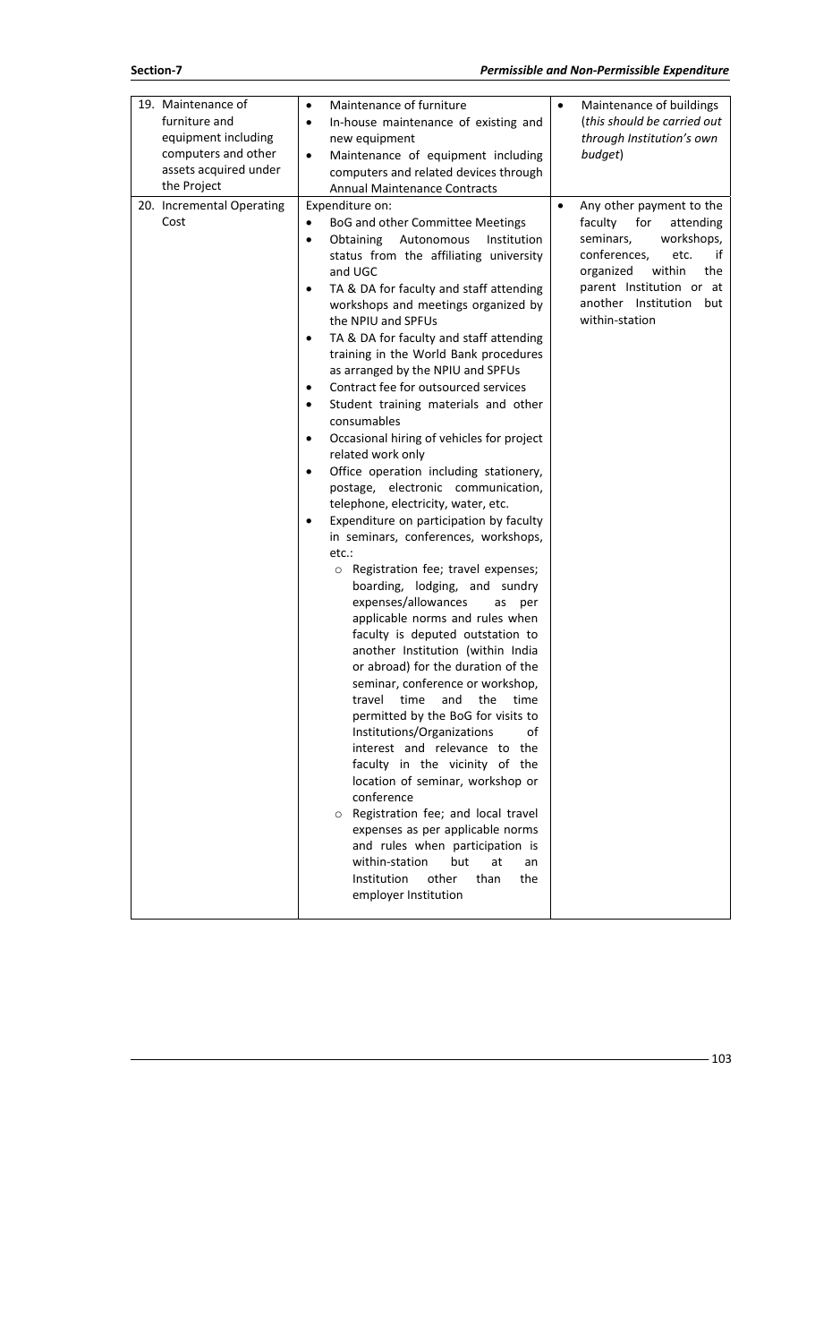| | | |
|---|---|---|
| 19. Maintenance of furniture and equipment including computers and other assets acquired under the Project | • Maintenance of furniture<br>• In-house maintenance of existing and new equipment<br>• Maintenance of equipment including computers and related devices through Annual Maintenance Contracts | • Maintenance of buildings (*this should be carried out through Institution's own budget*) |
| 20. Incremental Operating Cost | Expenditure on:<br>• BoG and other Committee Meetings<br>• Obtaining Autonomous Institution status from the affiliating university and UGC<br>• TA & DA for faculty and staff attending workshops and meetings organized by the NPIU and SPFUs<br>• TA & DA for faculty and staff attending training in the World Bank procedures as arranged by the NPIU and SPFUs<br>• Contract fee for outsourced services<br>• Student training materials and other consumables<br>• Occasional hiring of vehicles for project related work only<br>• Office operation including stationery, postage, electronic communication, telephone, electricity, water, etc.<br>• Expenditure on participation by faculty in seminars, conferences, workshops, etc.:<br>  ○ Registration fee; travel expenses; boarding, lodging, and sundry expenses/allowances as per applicable norms and rules when faculty is deputed outstation to another Institution (within India or abroad) for the duration of the seminar, conference or workshop, travel time and the time permitted by the BoG for visits to Institutions/Organizations of interest and relevance to the faculty in the vicinity of the location of seminar, workshop or conference<br>  ○ Registration fee; and local travel expenses as per applicable norms and rules when participation is within-station but at an Institution other than the employer Institution | • Any other payment to the faculty for attending seminars, workshops, conferences, etc. if organized within the parent Institution or at another Institution but within-station |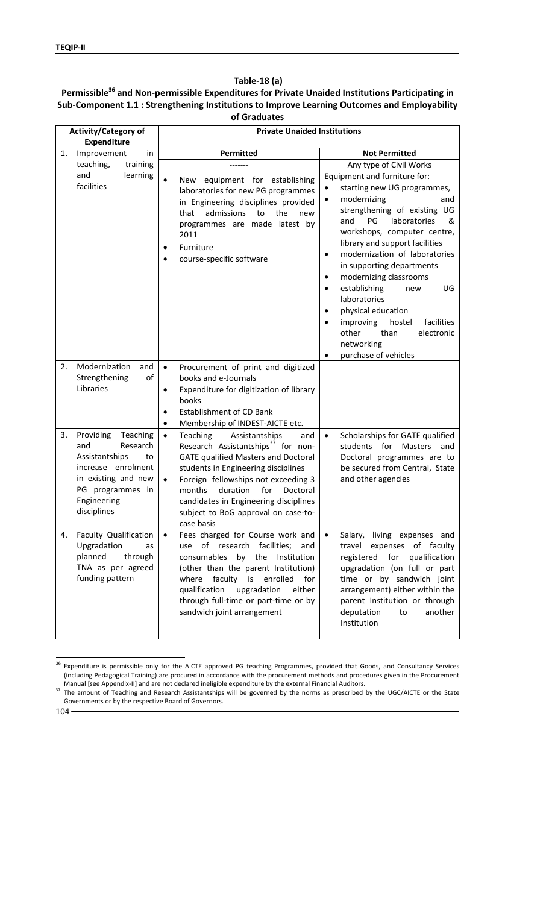**Table-18 (a)**

**Permissible[36] and Non-permissible Expenditures for Private Unaided Institutions Participating in Sub-Component 1.1 : Strengthening Institutions to Improve Learning Outcomes and Employability of Graduates**

| Activity/Category of Expenditure | Private Unaided Institutions | |
|---|---|---|
| | **Permitted** | **Not Permitted** |
| 1. Improvement in teaching, training and learning facilities | ------- | Any type of Civil Works |
| | • New equipment for establishing laboratories for new PG programmes in Engineering disciplines provided that admissions to the new programmes are made latest by 2011<br>• Furniture<br>• course-specific software | Equipment and furniture for:<br>• starting new UG programmes,<br>• modernizing and strengthening of existing UG and PG laboratories & workshops, computer centre, library and support facilities<br>• modernization of laboratories in supporting departments<br>• modernizing classrooms<br>• establishing new UG laboratories<br>• physical education<br>• improving hostel facilities other than electronic networking<br>• purchase of vehicles |
| 2. Modernization and Strengthening of Libraries | • Procurement of print and digitized books and e-Journals<br>• Expenditure for digitization of library books<br>• Establishment of CD Bank<br>• Membership of INDEST-AICTE etc. | |
| 3. Providing Teaching and Research Assistantships to increase enrolment in existing and new PG programmes in Engineering disciplines | • Teaching Assistantships and Research Assistantships[37] for non-GATE qualified Masters and Doctoral students in Engineering disciplines<br>• Foreign fellowships not exceeding 3 months duration for Doctoral candidates in Engineering disciplines subject to BoG approval on case-to-case basis | • Scholarships for GATE qualified students for Masters and Doctoral programmes are to be secured from Central, State and other agencies |
| 4. Faculty Qualification Upgradation as planned through TNA as per agreed funding pattern | • Fees charged for Course work and use of research facilities; and consumables by the Institution (other than the parent Institution) where faculty is enrolled for qualification upgradation either through full-time or part-time or by sandwich joint arrangement | • Salary, living expenses and travel expenses of faculty registered for qualification upgradation (on full or part time or by sandwich joint arrangement) either within the parent Institution or through deputation to another Institution |

[36] Expenditure is permissible only for the AICTE approved PG teaching Programmes, provided that Goods, and Consultancy Services (including Pedagogical Training) are procured in accordance with the procurement methods and procedures given in the Procurement Manual [see Appendix-II] and are not declared ineligible expenditure by the external Financial Auditors.

[37] The amount of Teaching and Research Assistantships will be governed by the norms as prescribed by the UGC/AICTE or the State Governments or by the respective Board of Governors.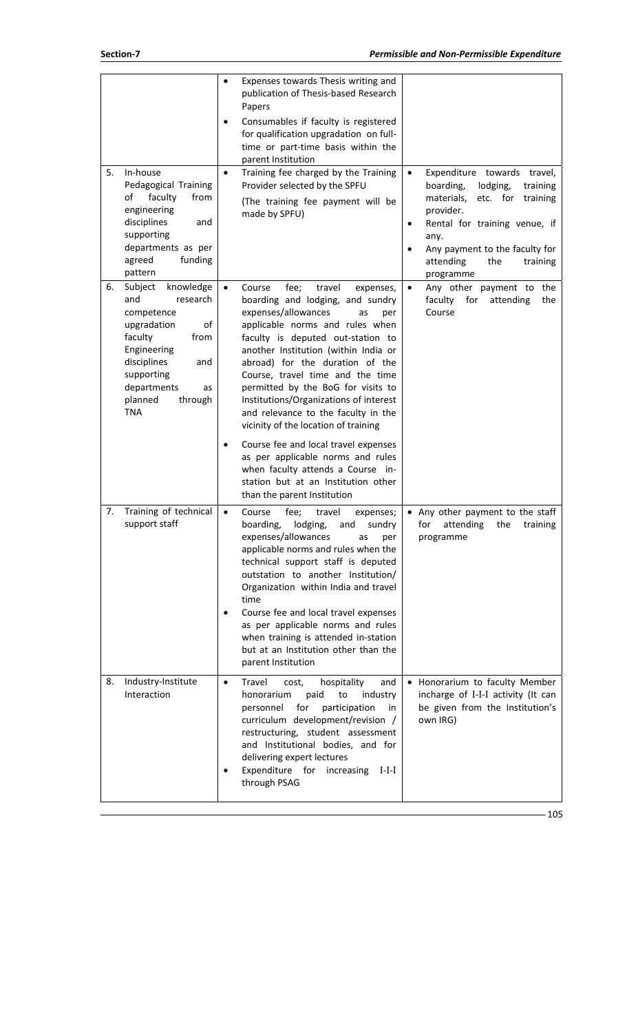| | | |
|---|---|---|
| | • Expenses towards Thesis writing and publication of Thesis-based Research Papers<br>• Consumables if faculty is registered for qualification upgradation on full-time or part-time basis within the parent Institution | |
| 5. In-house Pedagogical Training of faculty from engineering disciplines and supporting departments as per agreed funding pattern | • Training fee charged by the Training Provider selected by the SPFU<br>(The training fee payment will be made by SPFU) | • Expenditure towards travel, boarding, lodging, training materials, etc. for training provider.<br>• Rental for training venue, if any.<br>• Any payment to the faculty for attending the training programme |
| 6. Subject knowledge and research competence upgradation of faculty from Engineering disciplines and supporting departments as planned through TNA | • Course fee; travel expenses, boarding and lodging, and sundry expenses/allowances as per applicable norms and rules when faculty is deputed out-station to another Institution (within India or abroad) for the duration of the Course, travel time and the time permitted by the BoG for visits to Institutions/Organizations of interest and relevance to the faculty in the vicinity of the location of training<br>• Course fee and local travel expenses as per applicable norms and rules when faculty attends a Course in-station but at an Institution other than the parent Institution | • Any other payment to the faculty for attending the Course |
| 7. Training of technical support staff | • Course fee; travel expenses; boarding, lodging, and sundry expenses/allowances as per applicable norms and rules when the technical support staff is deputed outstation to another Institution/ Organization within India and travel time<br>• Course fee and local travel expenses as per applicable norms and rules when training is attended in-station but at an Institution other than the parent Institution | • Any other payment to the staff for attending the training programme |
| 8. Industry-Institute Interaction | • Travel cost, hospitality and honorarium paid to industry personnel for participation in curriculum development/revision / restructuring, student assessment and Institutional bodies, and for delivering expert lectures<br>• Expenditure for increasing I-I-I through PSAG | • Honorarium to faculty Member incharge of I-I-I activity (It can be given from the Institution's own IRG) |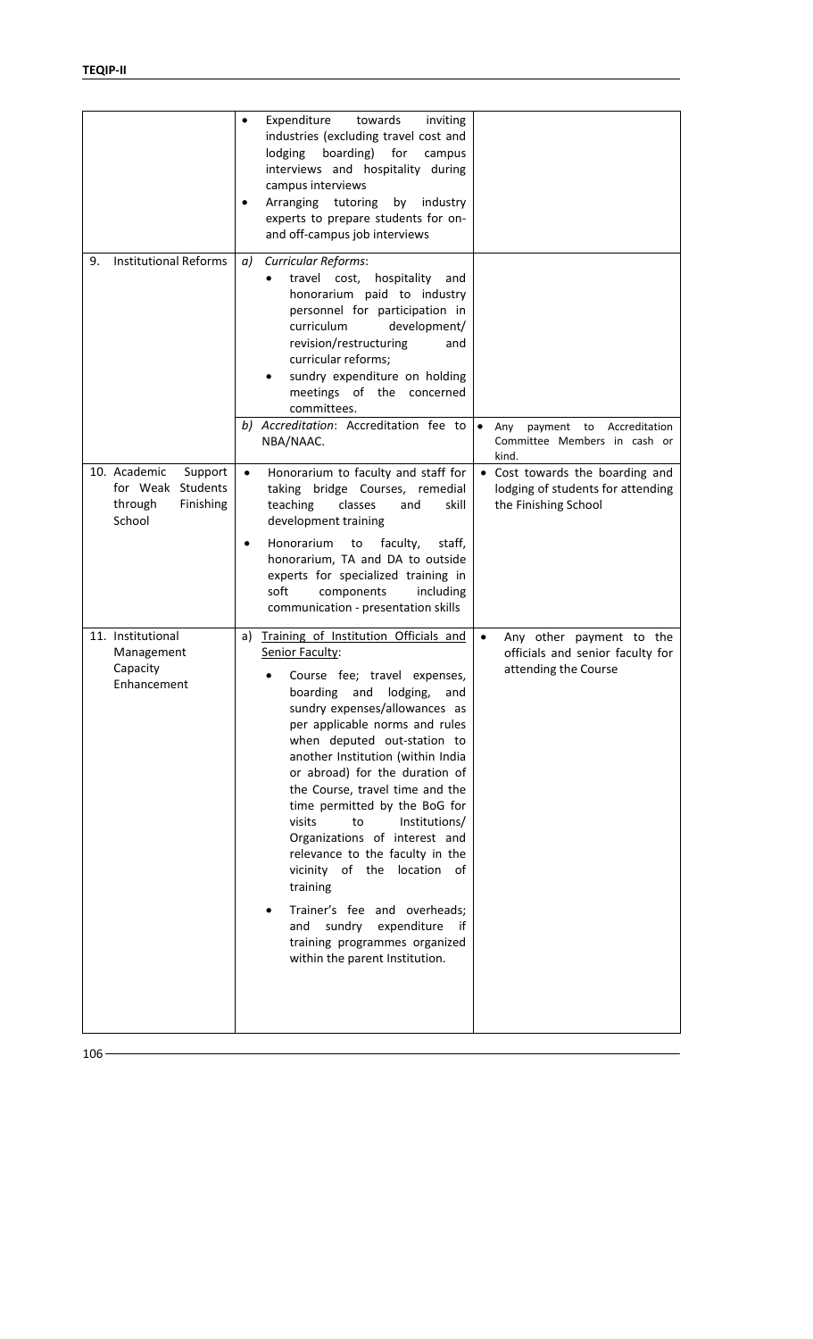| | | |
|---|---|---|
| | • Expenditure towards inviting industries (excluding travel cost and lodging boarding) for campus interviews and hospitality during campus interviews<br>• Arranging tutoring by industry experts to prepare students for on- and off-campus job interviews | |
| 9. Institutional Reforms | *a) Curricular Reforms*:<br>• travel cost, hospitality and honorarium paid to industry personnel for participation in curriculum development/ revision/restructuring and curricular reforms;<br>• sundry expenditure on holding meetings of the concerned committees. | |
| | *b) Accreditation*: Accreditation fee to NBA/NAAC. | • Any payment to Accreditation Committee Members in cash or kind. |
| 10. Academic Support for Weak Students through Finishing School | • Honorarium to faculty and staff for taking bridge Courses, remedial teaching classes and skill development training<br>• Honorarium to faculty, staff, honorarium, TA and DA to outside experts for specialized training in soft components including communication - presentation skills | • Cost towards the boarding and lodging of students for attending the Finishing School |
| 11. Institutional Management Capacity Enhancement | a) Training of Institution Officials and Senior Faculty:<br>• Course fee; travel expenses, boarding and lodging, and sundry expenses/allowances as per applicable norms and rules when deputed out-station to another Institution (within India or abroad) for the duration of the Course, travel time and the time permitted by the BoG for visits to Institutions/ Organizations of interest and relevance to the faculty in the vicinity of the location of training<br>• Trainer's fee and overheads; and sundry expenditure if training programmes organized within the parent Institution. | • Any other payment to the officials and senior faculty for attending the Course |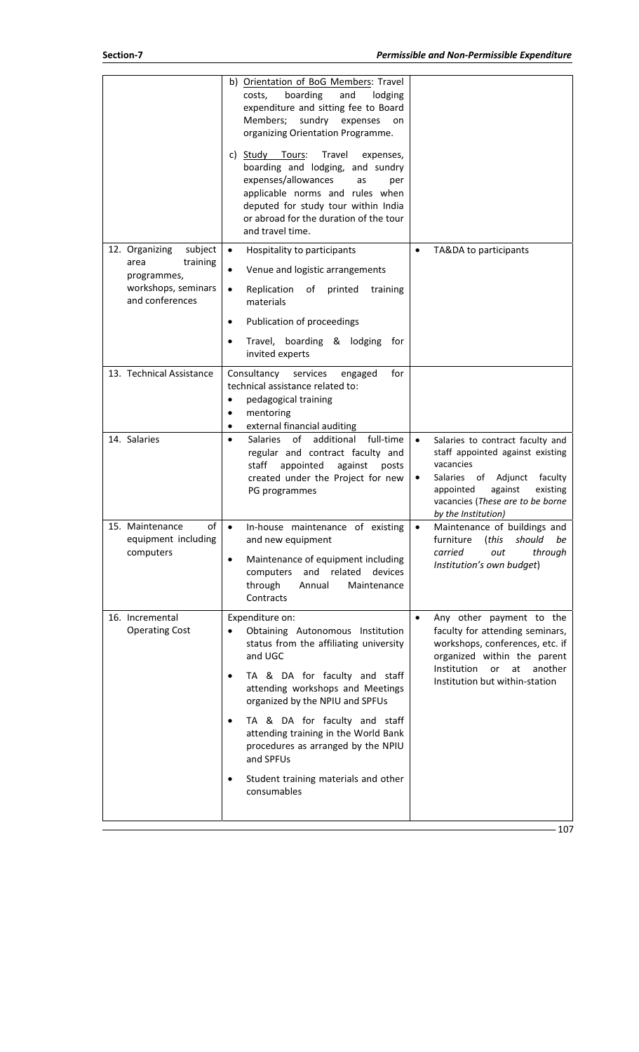| | | |
|---|---|---|
| | b) Orientation of BoG Members: Travel costs, boarding and lodging expenditure and sitting fee to Board Members; sundry expenses on organizing Orientation Programme.<br><br>c) Study Tours: Travel expenses, boarding and lodging, and sundry expenses/allowances as per applicable norms and rules when deputed for study tour within India or abroad for the duration of the tour and travel time. | |
| 12. Organizing subject area training programmes, workshops, seminars and conferences | • Hospitality to participants<br>• Venue and logistic arrangements<br>• Replication of printed training materials<br>• Publication of proceedings<br>• Travel, boarding & lodging for invited experts | • TA&DA to participants |
| 13. Technical Assistance | Consultancy services engaged for technical assistance related to:<br>• pedagogical training<br>• mentoring<br>• external financial auditing | |
| 14. Salaries | • Salaries of additional full-time regular and contract faculty and staff appointed against posts created under the Project for new PG programmes | • Salaries to contract faculty and staff appointed against existing vacancies<br>• Salaries of Adjunct faculty appointed against existing vacancies (*These are to be borne by the Institution*) |
| 15. Maintenance of equipment including computers | • In-house maintenance of existing and new equipment<br>• Maintenance of equipment including computers and related devices through Annual Maintenance Contracts | • Maintenance of buildings and furniture (*this should be carried out through Institution's own budget*) |
| 16. Incremental Operating Cost | Expenditure on:<br>• Obtaining Autonomous Institution status from the affiliating university and UGC<br>• TA & DA for faculty and staff attending workshops and Meetings organized by the NPIU and SPFUs<br>• TA & DA for faculty and staff attending training in the World Bank procedures as arranged by the NPIU and SPFUs<br>• Student training materials and other consumables | • Any other payment to the faculty for attending seminars, workshops, conferences, etc. if organized within the parent Institution or at another Institution but within-station |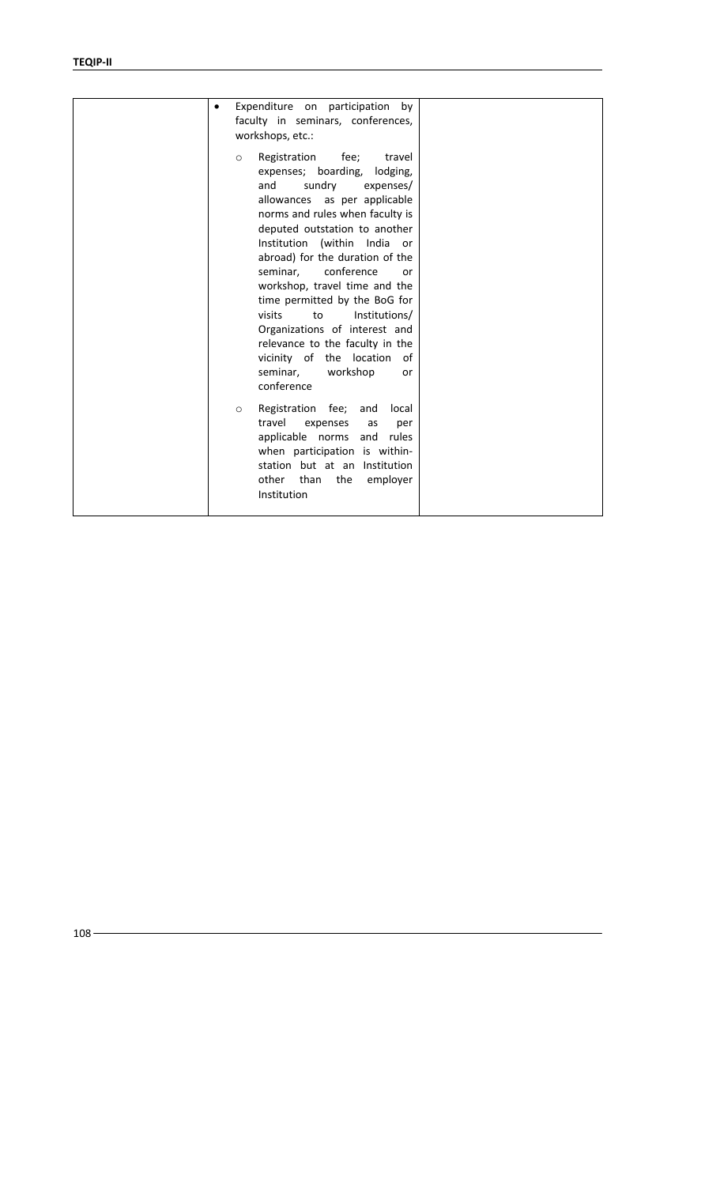|  | • Expenditure on participation by faculty in seminars, conferences, workshops, etc.:<br><br>○ Registration fee; travel expenses; boarding, lodging, and sundry expenses/ allowances as per applicable norms and rules when faculty is deputed outstation to another Institution (within India or abroad) for the duration of the seminar, conference or workshop, travel time and the time permitted by the BoG for visits to Institutions/ Organizations of interest and relevance to the faculty in the vicinity of the location of seminar, workshop or conference<br><br>○ Registration fee; and local travel expenses as per applicable norms and rules when participation is within-station but at an Institution other than the employer Institution |  |
|---|---|---|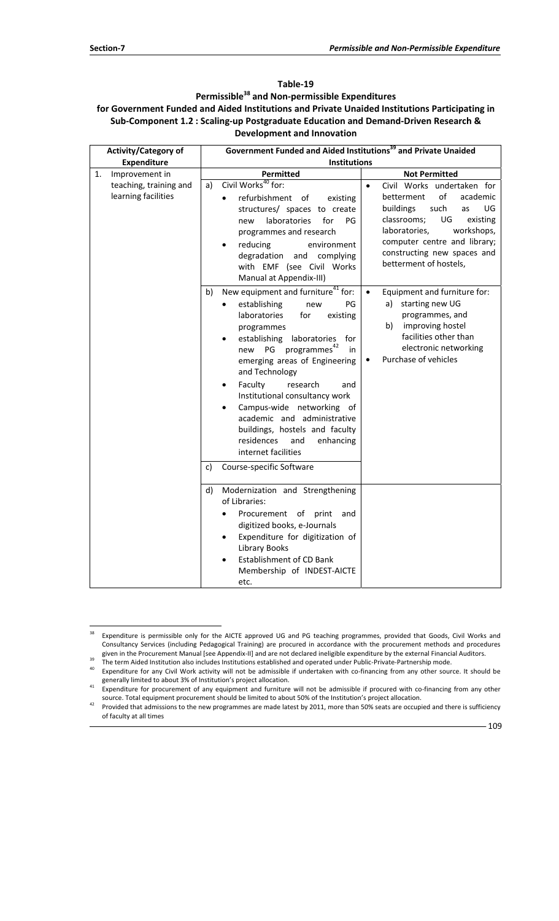## Table-19

### Permissible[38] and Non-permissible Expenditures for Government Funded and Aided Institutions and Private Unaided Institutions Participating in Sub-Component 1.2 : Scaling-up Postgraduate Education and Demand-Driven Research & Development and Innovation

| Activity/Category of Expenditure | Government Funded and Aided Institutions[39] and Private Unaided Institutions | |
|---|---|---|
| | **Permitted** | **Not Permitted** |
| 1. Improvement in teaching, training and learning facilities | a) Civil Works[40] for:<br>• refurbishment of existing structures/ spaces to create new laboratories for PG programmes and research<br>• reducing environment degradation and complying with EMF (see Civil Works Manual at Appendix-III) | • Civil Works undertaken for betterment of academic buildings such as UG classrooms; UG existing laboratories, workshops, computer centre and library; constructing new spaces and betterment of hostels, |
| | b) New equipment and furniture[41] for:<br>• establishing new PG laboratories for existing programmes<br>• establishing laboratories for new PG programmes[42] in emerging areas of Engineering and Technology<br>• Faculty research and Institutional consultancy work<br>• Campus-wide networking of academic and administrative buildings, hostels and faculty residences and enhancing internet facilities | • Equipment and furniture for:<br>a) starting new UG programmes, and<br>b) improving hostel facilities other than electronic networking<br>• Purchase of vehicles |
| | c) Course-specific Software | |
| | d) Modernization and Strengthening of Libraries:<br>• Procurement of print and digitized books, e-Journals<br>• Expenditure for digitization of Library Books<br>• Establishment of CD Bank Membership of INDEST-AICTE etc. | |

---

[38] Expenditure is permissible only for the AICTE approved UG and PG teaching programmes, provided that Goods, Civil Works and Consultancy Services (including Pedagogical Training) are procured in accordance with the procurement methods and procedures given in the Procurement Manual [see Appendix-II] and are not declared ineligible expenditure by the external Financial Auditors.

[39] The term Aided Institution also includes Institutions established and operated under Public-Private-Partnership mode.

[40] Expenditure for any Civil Work activity will not be admissible if undertaken with co-financing from any other source. It should be generally limited to about 3% of Institution's project allocation.

[41] Expenditure for procurement of any equipment and furniture will not be admissible if procured with co-financing from any other source. Total equipment procurement should be limited to about 50% of the Institution's project allocation.

[42] Provided that admissions to the new programmes are made latest by 2011, more than 50% seats are occupied and there is sufficiency of faculty at all times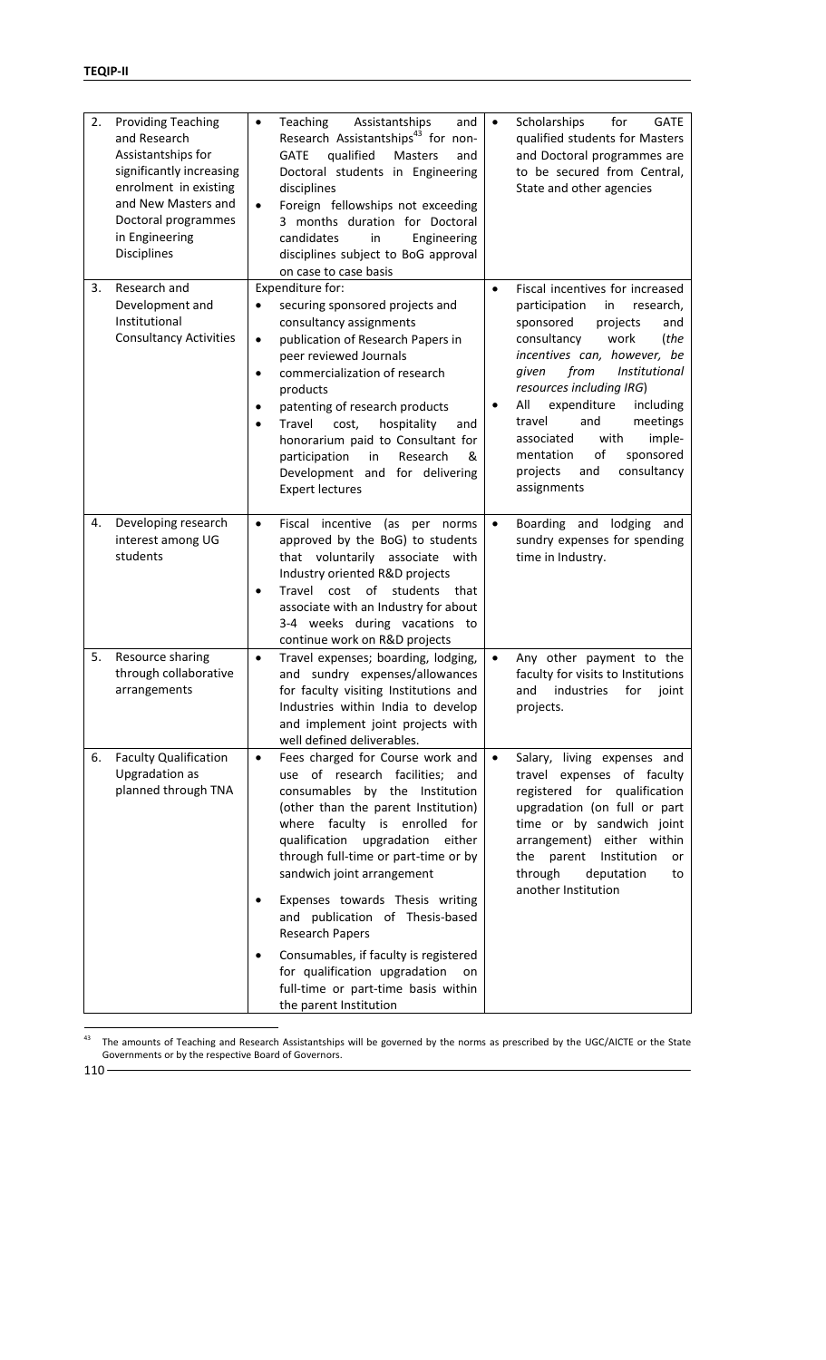| | | | |
|---|---|---|---|
| 2. | Providing Teaching and Research Assistantships for significantly increasing enrolment in existing and New Masters and Doctoral programmes in Engineering Disciplines | • Teaching Assistantships and Research Assistantships[43] for non-GATE qualified Masters and Doctoral students in Engineering disciplines<br>• Foreign fellowships not exceeding 3 months duration for Doctoral candidates in Engineering disciplines subject to BoG approval on case to case basis | • Scholarships for GATE qualified students for Masters and Doctoral programmes are to be secured from Central, State and other agencies |
| 3. | Research and Development and Institutional Consultancy Activities | Expenditure for:<br>• securing sponsored projects and consultancy assignments<br>• publication of Research Papers in peer reviewed Journals<br>• commercialization of research products<br>• patenting of research products<br>• Travel cost, hospitality and honorarium paid to Consultant for participation in Research & Development and for delivering Expert lectures | • Fiscal incentives for increased participation in research, sponsored projects and consultancy work (*the incentives can, however, be given from Institutional resources including IRG*)<br>• All expenditure including travel and meetings associated with implementation of sponsored projects and consultancy assignments |
| 4. | Developing research interest among UG students | • Fiscal incentive (as per norms approved by the BoG) to students that voluntarily associate with Industry oriented R&D projects<br>• Travel cost of students that associate with an Industry for about 3-4 weeks during vacations to continue work on R&D projects | • Boarding and lodging and sundry expenses for spending time in Industry. |
| 5. | Resource sharing through collaborative arrangements | • Travel expenses; boarding, lodging, and sundry expenses/allowances for faculty visiting Institutions and Industries within India to develop and implement joint projects with well defined deliverables. | • Any other payment to the faculty for visits to Institutions and industries for joint projects. |
| 6. | Faculty Qualification Upgradation as planned through TNA | • Fees charged for Course work and use of research facilities; and consumables by the Institution (other than the parent Institution) where faculty is enrolled for qualification upgradation either through full-time or part-time or by sandwich joint arrangement<br>• Expenses towards Thesis writing and publication of Thesis-based Research Papers<br>• Consumables, if faculty is registered for qualification upgradation on full-time or part-time basis within the parent Institution | • Salary, living expenses and travel expenses of faculty registered for qualification upgradation (on full or part time or by sandwich joint arrangement) either within the parent Institution or through deputation to another Institution |

[43] The amounts of Teaching and Research Assistantships will be governed by the norms as prescribed by the UGC/AICTE or the State Governments or by the respective Board of Governors.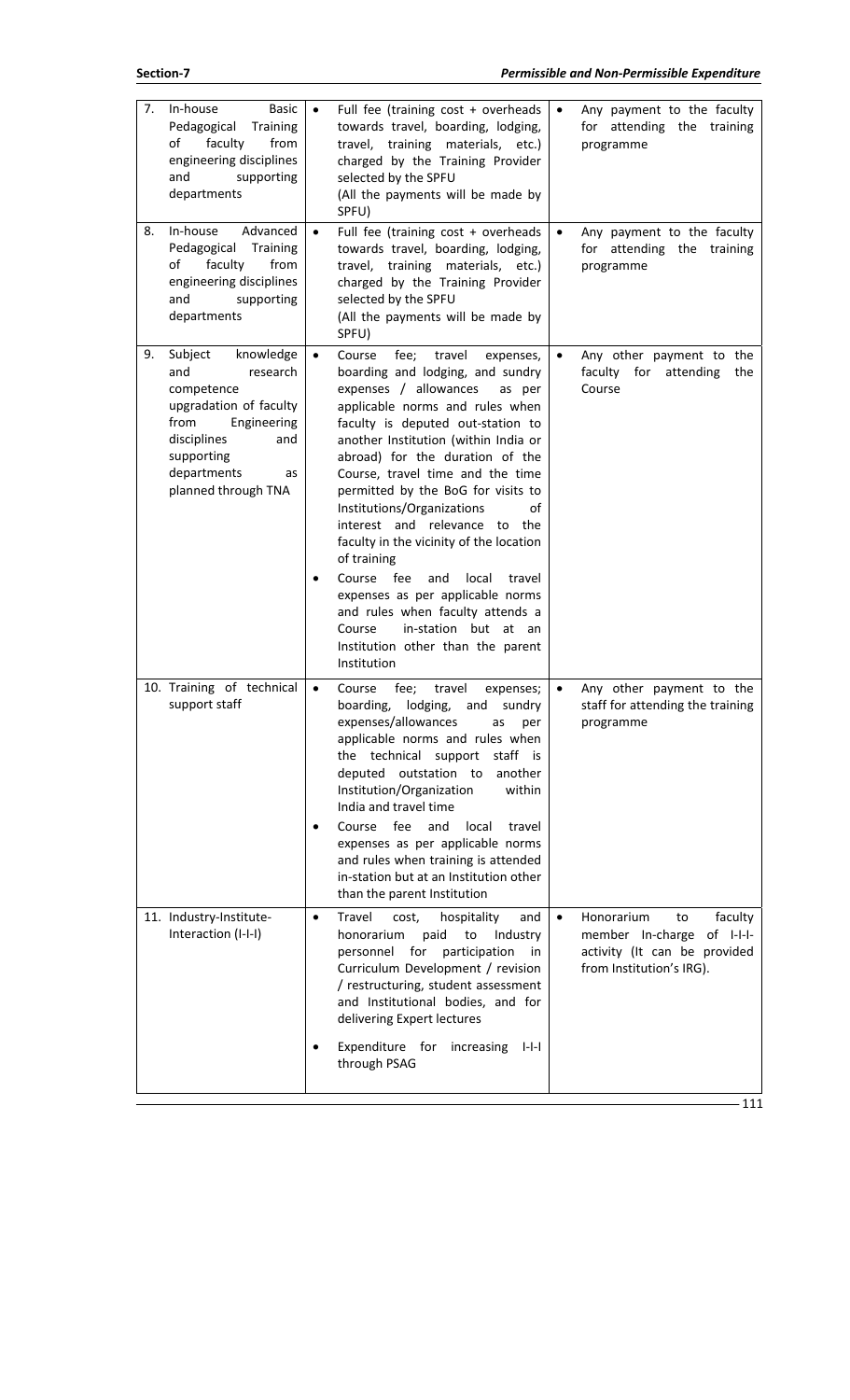| | | |
|---|---|---|
| 7. In-house Basic Pedagogical Training of faculty from engineering disciplines and supporting departments | • Full fee (training cost + overheads towards travel, boarding, lodging, travel, training materials, etc.) charged by the Training Provider selected by the SPFU<br>(All the payments will be made by SPFU) | • Any payment to the faculty for attending the training programme |
| 8. In-house Advanced Pedagogical Training of faculty from engineering disciplines and supporting departments | • Full fee (training cost + overheads towards travel, boarding, lodging, travel, training materials, etc.) charged by the Training Provider selected by the SPFU<br>(All the payments will be made by SPFU) | • Any payment to the faculty for attending the training programme |
| 9. Subject knowledge and research competence upgradation of faculty from Engineering disciplines and supporting departments as planned through TNA | • Course fee; travel expenses, boarding and lodging, and sundry expenses / allowances as per applicable norms and rules when faculty is deputed out-station to another Institution (within India or abroad) for the duration of the Course, travel time and the time permitted by the BoG for visits to Institutions/Organizations of interest and relevance to the faculty in the vicinity of the location of training<br>• Course fee and local travel expenses as per applicable norms and rules when faculty attends a Course in-station but at an Institution other than the parent Institution | • Any other payment to the faculty for attending the Course |
| 10. Training of technical support staff | • Course fee; travel expenses; boarding, lodging, and sundry expenses/allowances as per applicable norms and rules when the technical support staff is deputed outstation to another Institution/Organization within India and travel time<br>• Course fee and local travel expenses as per applicable norms and rules when training is attended in-station but at an Institution other than the parent Institution | • Any other payment to the staff for attending the training programme |
| 11. Industry-Institute-Interaction (I-I-I) | • Travel cost, hospitality and honorarium paid to Industry personnel for participation in Curriculum Development / revision / restructuring, student assessment and Institutional bodies, and for delivering Expert lectures<br>• Expenditure for increasing I-I-I through PSAG | • Honorarium to faculty member In-charge of I-I-I-activity (It can be provided from Institution's IRG). |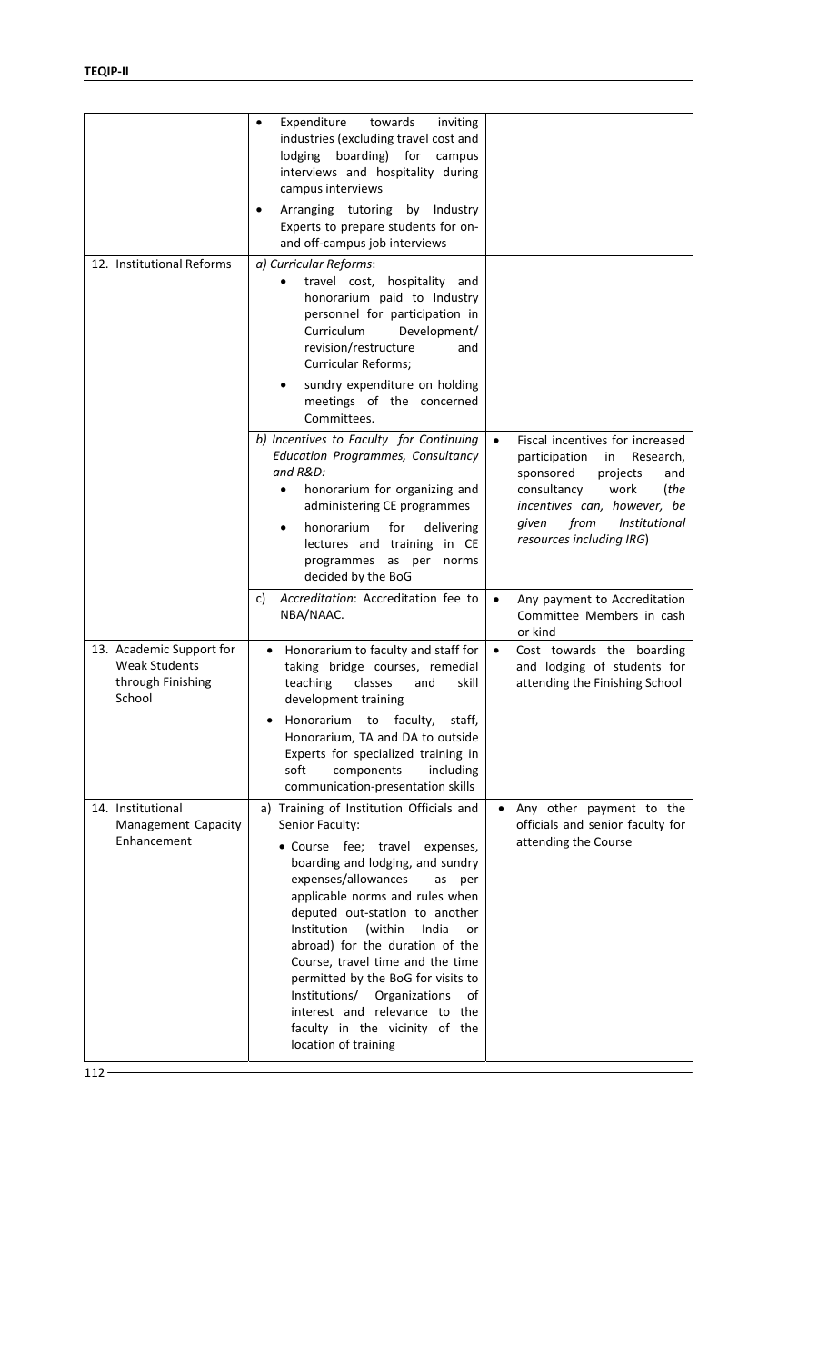| | | |
|---|---|---|
| | • Expenditure towards inviting industries (excluding travel cost and lodging boarding) for campus interviews and hospitality during campus interviews<br>• Arranging tutoring by Industry Experts to prepare students for on- and off-campus job interviews | |
| 12. Institutional Reforms | *a) Curricular Reforms*:<br>• travel cost, hospitality and honorarium paid to Industry personnel for participation in Curriculum Development/ revision/restructure and Curricular Reforms;<br>• sundry expenditure on holding meetings of the concerned Committees. | |
| | *b) Incentives to Faculty for Continuing Education Programmes, Consultancy and R&D:*<br>• honorarium for organizing and administering CE programmes<br>• honorarium for delivering lectures and training in CE programmes as per norms decided by the BoG | • Fiscal incentives for increased participation in Research, sponsored projects and consultancy work (*the incentives can, however, be given from Institutional resources including IRG*) |
| | c) *Accreditation*: Accreditation fee to NBA/NAAC. | • Any payment to Accreditation Committee Members in cash or kind |
| 13. Academic Support for Weak Students through Finishing School | • Honorarium to faculty and staff for taking bridge courses, remedial teaching classes and skill development training<br>• Honorarium to faculty, staff, Honorarium, TA and DA to outside Experts for specialized training in soft components including communication-presentation skills | • Cost towards the boarding and lodging of students for attending the Finishing School |
| 14. Institutional Management Capacity Enhancement | a) Training of Institution Officials and Senior Faculty:<br>• Course fee; travel expenses, boarding and lodging, and sundry expenses/allowances as per applicable norms and rules when deputed out-station to another Institution (within India or abroad) for the duration of the Course, travel time and the time permitted by the BoG for visits to Institutions/ Organizations of interest and relevance to the faculty in the vicinity of the location of training | • Any other payment to the officials and senior faculty for attending the Course |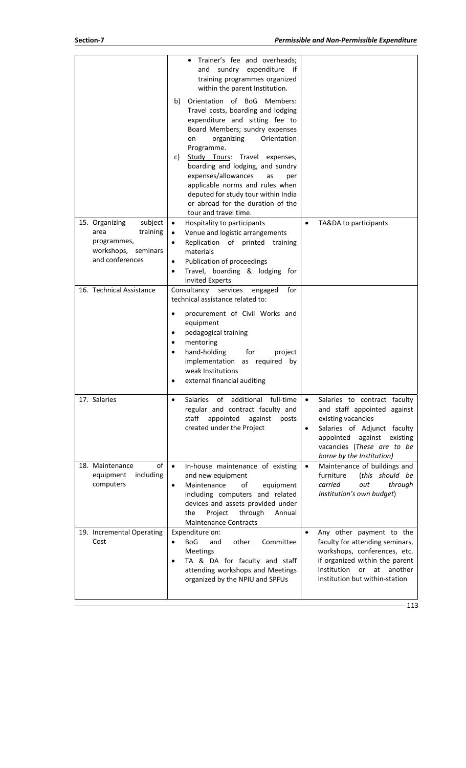| | | |
|---|---|---|
| | • Trainer's fee and overheads; and sundry expenditure if training programmes organized within the parent Institution.<br><br>b) Orientation of BoG Members: Travel costs, boarding and lodging expenditure and sitting fee to Board Members; sundry expenses on organizing Orientation Programme.<br>c) Study Tours: Travel expenses, boarding and lodging, and sundry expenses/allowances as per applicable norms and rules when deputed for study tour within India or abroad for the duration of the tour and travel time. | |
| 15. Organizing subject area training programmes, workshops, seminars and conferences | • Hospitality to participants<br>• Venue and logistic arrangements<br>• Replication of printed training materials<br>• Publication of proceedings<br>• Travel, boarding & lodging for invited Experts | • TA&DA to participants |
| 16. Technical Assistance | Consultancy services engaged for technical assistance related to:<br><br>• procurement of Civil Works and equipment<br>• pedagogical training<br>• mentoring<br>• hand-holding for project implementation as required by weak Institutions<br>• external financial auditing | |
| 17. Salaries | • Salaries of additional full-time regular and contract faculty and staff appointed against posts created under the Project | • Salaries to contract faculty and staff appointed against existing vacancies<br>• Salaries of Adjunct faculty appointed against existing vacancies (*These are to be borne by the Institution*) |
| 18. Maintenance of equipment including computers | • In-house maintenance of existing and new equipment<br>• Maintenance of equipment including computers and related devices and assets provided under the Project through Annual Maintenance Contracts | • Maintenance of buildings and furniture (*this should be carried out through Institution's own budget*) |
| 19. Incremental Operating Cost | Expenditure on:<br>• BoG and other Committee Meetings<br>• TA & DA for faculty and staff attending workshops and Meetings organized by the NPIU and SPFUs | • Any other payment to the faculty for attending seminars, workshops, conferences, etc. if organized within the parent Institution or at another Institution but within-station |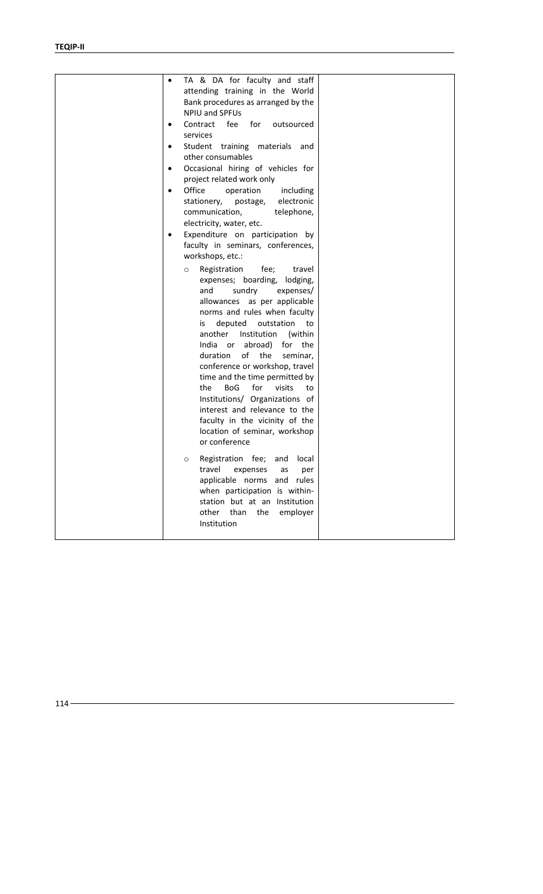| | | |
|---|---|---|
| | • TA & DA for faculty and staff attending training in the World Bank procedures as arranged by the NPIU and SPFUs<br>• Contract fee for outsourced services<br>• Student training materials and other consumables<br>• Occasional hiring of vehicles for project related work only<br>• Office operation including stationery, postage, electronic communication, telephone, electricity, water, etc.<br>• Expenditure on participation by faculty in seminars, conferences, workshops, etc.:<br>&nbsp;&nbsp;&nbsp;&nbsp;○ Registration fee; travel expenses; boarding, lodging, and sundry expenses/ allowances as per applicable norms and rules when faculty is deputed outstation to another Institution (within India or abroad) for the duration of the seminar, conference or workshop, travel time and the time permitted by the BoG for visits to Institutions/ Organizations of interest and relevance to the faculty in the vicinity of the location of seminar, workshop or conference<br>&nbsp;&nbsp;&nbsp;&nbsp;○ Registration fee; and local travel expenses as per applicable norms and rules when participation is within-station but at an Institution other than the employer Institution | |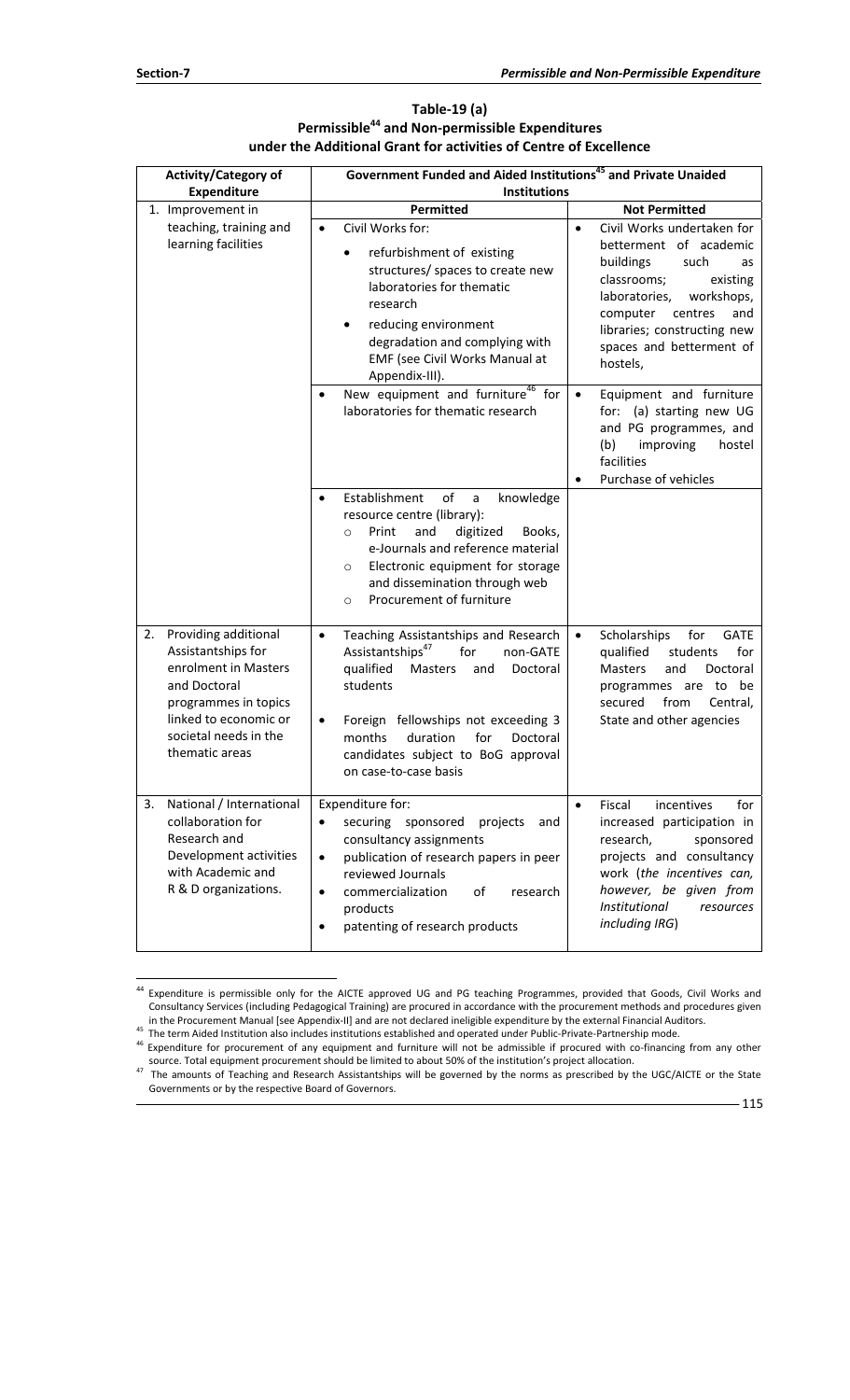**Table-19 (a)**
**Permissible[44] and Non-permissible Expenditures under the Additional Grant for activities of Centre of Excellence**

| Activity/Category of Expenditure | Government Funded and Aided Institutions[45] and Private Unaided Institutions | |
|---|---|---|
| | **Permitted** | **Not Permitted** |
| 1. Improvement in teaching, training and learning facilities | • Civil Works for: <br> • refurbishment of existing structures/ spaces to create new laboratories for thematic research <br> • reducing environment degradation and complying with EMF (see Civil Works Manual at Appendix-III). | • Civil Works undertaken for betterment of academic buildings such as classrooms; existing laboratories, workshops, computer centres and libraries; constructing new spaces and betterment of hostels, |
| | • New equipment and furniture[46] for laboratories for thematic research | • Equipment and furniture for: (a) starting new UG and PG programmes, and (b) improving hostel facilities <br> • Purchase of vehicles |
| | • Establishment of a knowledge resource centre (library): <br> ○ Print and digitized Books, e-Journals and reference material <br> ○ Electronic equipment for storage and dissemination through web <br> ○ Procurement of furniture | |
| 2. Providing additional Assistantships for enrolment in Masters and Doctoral programmes in topics linked to economic or societal needs in the thematic areas | • Teaching Assistantships and Research Assistantships[47] for non-GATE qualified Masters and Doctoral students <br> • Foreign fellowships not exceeding 3 months duration for Doctoral candidates subject to BoG approval on case-to-case basis | • Scholarships for GATE qualified students for Masters and Doctoral programmes are to be secured from Central, State and other agencies |
| 3. National / International collaboration for Research and Development activities with Academic and R & D organizations. | Expenditure for: <br> • securing sponsored projects and consultancy assignments <br> • publication of research papers in peer reviewed Journals <br> • commercialization of research products <br> • patenting of research products | • Fiscal incentives for increased participation in research, sponsored projects and consultancy work (*the incentives can, however, be given from Institutional resources including IRG*) |

[44] Expenditure is permissible only for the AICTE approved UG and PG teaching Programmes, provided that Goods, Civil Works and Consultancy Services (including Pedagogical Training) are procured in accordance with the procurement methods and procedures given in the Procurement Manual [see Appendix-II] and are not declared ineligible expenditure by the external Financial Auditors.

[45] The term Aided Institution also includes institutions established and operated under Public-Private-Partnership mode.

[46] Expenditure for procurement of any equipment and furniture will not be admissible if procured with co-financing from any other source. Total equipment procurement should be limited to about 50% of the institution's project allocation.

[47] The amounts of Teaching and Research Assistantships will be governed by the norms as prescribed by the UGC/AICTE or the State Governments or by the respective Board of Governors.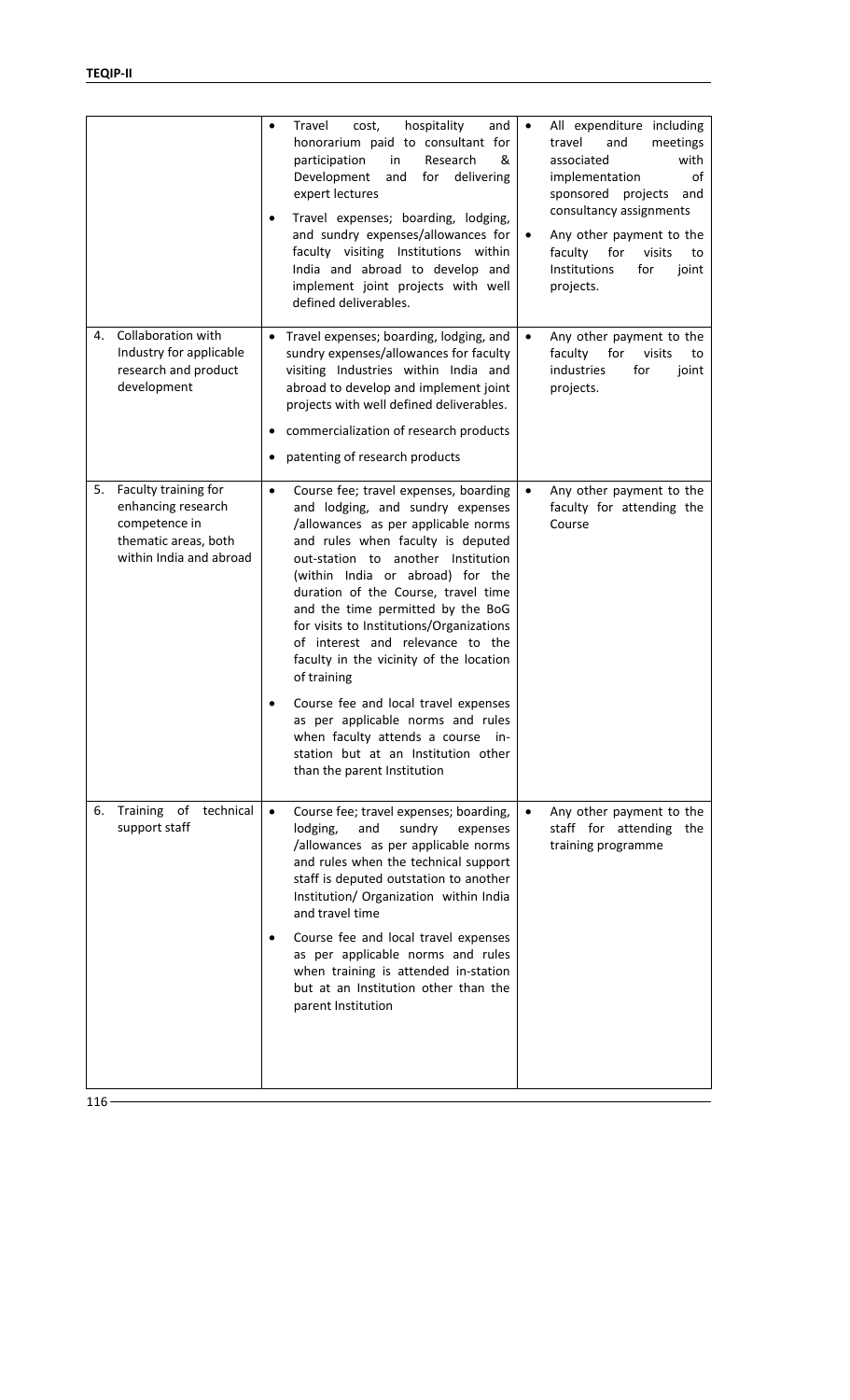| | | |
|---|---|---|
| | • Travel cost, hospitality and honorarium paid to consultant for participation in Research & Development and for delivering expert lectures<br>• Travel expenses; boarding, lodging, and sundry expenses/allowances for faculty visiting Institutions within India and abroad to develop and implement joint projects with well defined deliverables. | • All expenditure including travel and meetings associated with implementation of sponsored projects and consultancy assignments<br>• Any other payment to the faculty for visits to Institutions for joint projects. |
| 4. Collaboration with Industry for applicable research and product development | • Travel expenses; boarding, lodging, and sundry expenses/allowances for faculty visiting Industries within India and abroad to develop and implement joint projects with well defined deliverables.<br>• commercialization of research products<br>• patenting of research products | • Any other payment to the faculty for visits to industries for joint projects. |
| 5. Faculty training for enhancing research competence in thematic areas, both within India and abroad | • Course fee; travel expenses, boarding and lodging, and sundry expenses /allowances as per applicable norms and rules when faculty is deputed out-station to another Institution (within India or abroad) for the duration of the Course, travel time and the time permitted by the BoG for visits to Institutions/Organizations of interest and relevance to the faculty in the vicinity of the location of training<br>• Course fee and local travel expenses as per applicable norms and rules when faculty attends a course in-station but at an Institution other than the parent Institution | • Any other payment to the faculty for attending the Course |
| 6. Training of technical support staff | • Course fee; travel expenses; boarding, lodging, and sundry expenses /allowances as per applicable norms and rules when the technical support staff is deputed outstation to another Institution/ Organization within India and travel time<br>• Course fee and local travel expenses as per applicable norms and rules when training is attended in-station but at an Institution other than the parent Institution | • Any other payment to the staff for attending the training programme |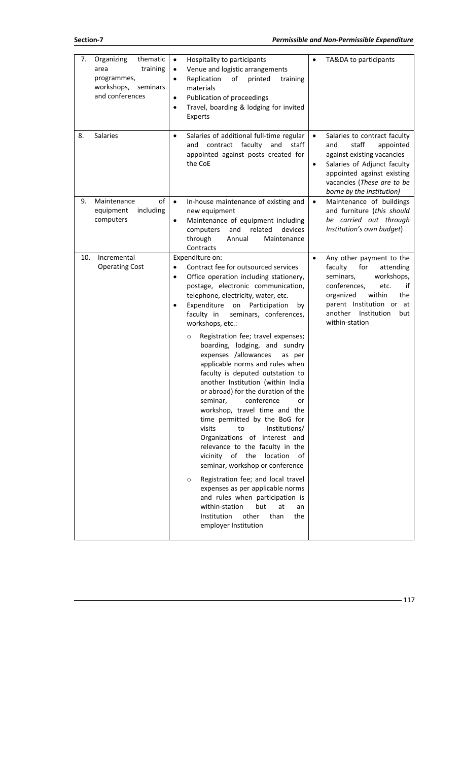| 7. Organizing thematic area training programmes, workshops, seminars and conferences | • Hospitality to participants<br>• Venue and logistic arrangements<br>• Replication of printed training materials<br>• Publication of proceedings<br>• Travel, boarding & lodging for invited Experts | • TA&DA to participants |
|---|---|---|
| 8. Salaries | • Salaries of additional full-time regular and contract faculty and staff appointed against posts created for the CoE | • Salaries to contract faculty and staff appointed against existing vacancies<br>• Salaries of Adjunct faculty appointed against existing vacancies (*These are to be borne by the Institution)* |
| 9. Maintenance of equipment including computers | • In-house maintenance of existing and new equipment<br>• Maintenance of equipment including computers and related devices through Annual Maintenance Contracts | • Maintenance of buildings and furniture (*this should be carried out through Institution's own budget*) |
| 10. Incremental Operating Cost | Expenditure on:<br>• Contract fee for outsourced services<br>• Office operation including stationery, postage, electronic communication, telephone, electricity, water, etc.<br>• Expenditure on Participation by faculty in seminars, conferences, workshops, etc.:<br>○ Registration fee; travel expenses; boarding, lodging, and sundry expenses /allowances as per applicable norms and rules when faculty is deputed outstation to another Institution (within India or abroad) for the duration of the seminar, conference or workshop, travel time and the time permitted by the BoG for visits to Institutions/ Organizations of interest and relevance to the faculty in the vicinity of the location of seminar, workshop or conference<br>○ Registration fee; and local travel expenses as per applicable norms and rules when participation is within-station but at an Institution other than the employer Institution | • Any other payment to the faculty for attending seminars, workshops, conferences, etc. if organized within the parent Institution or at another Institution but within-station |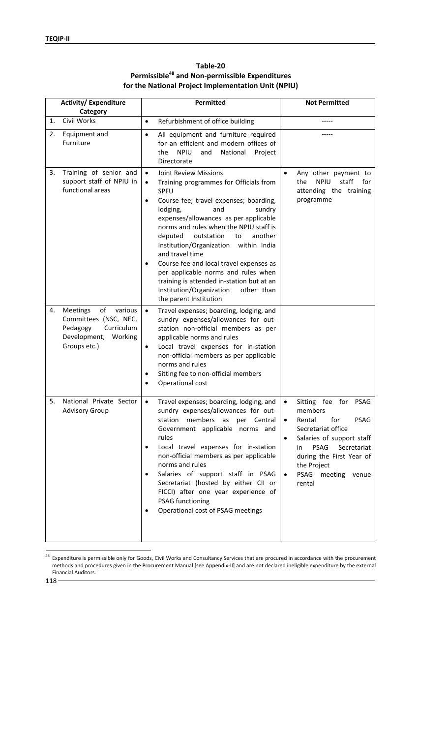**Table-20**
**Permissible[48] and Non-permissible Expenditures for the National Project Implementation Unit (NPIU)**

| Activity/ Expenditure Category | Permitted | Not Permitted |
|---|---|---|
| 1. Civil Works | • Refurbishment of office building | ----- |
| 2. Equipment and Furniture | • All equipment and furniture required for an efficient and modern offices of the NPIU and National Project Directorate | ----- |
| 3. Training of senior and support staff of NPIU in functional areas | • Joint Review Missions<br>• Training programmes for Officials from SPFU<br>• Course fee; travel expenses; boarding, lodging, and sundry expenses/allowances as per applicable norms and rules when the NPIU staff is deputed outstation to another Institution/Organization within India and travel time<br>• Course fee and local travel expenses as per applicable norms and rules when training is attended in-station but at an Institution/Organization other than the parent Institution | • Any other payment to the NPIU staff for attending the training programme |
| 4. Meetings of various Committees (NSC, NEC, Pedagogy Curriculum Development, Working Groups etc.) | • Travel expenses; boarding, lodging, and sundry expenses/allowances for out-station non-official members as per applicable norms and rules<br>• Local travel expenses for in-station non-official members as per applicable norms and rules<br>• Sitting fee to non-official members<br>• Operational cost | |
| 5. National Private Sector Advisory Group | • Travel expenses; boarding, lodging, and sundry expenses/allowances for out-station members as per Central Government applicable norms and rules<br>• Local travel expenses for in-station non-official members as per applicable norms and rules<br>• Salaries of support staff in PSAG Secretariat (hosted by either CII or FICCI) after one year experience of PSAG functioning<br>• Operational cost of PSAG meetings | • Sitting fee for PSAG members<br>• Rental for PSAG Secretariat office<br>• Salaries of support staff in PSAG Secretariat during the First Year of the Project<br>• PSAG meeting venue rental |

[48] Expenditure is permissible only for Goods, Civil Works and Consultancy Services that are procured in accordance with the procurement methods and procedures given in the Procurement Manual [see Appendix-II] and are not declared ineligible expenditure by the external Financial Auditors.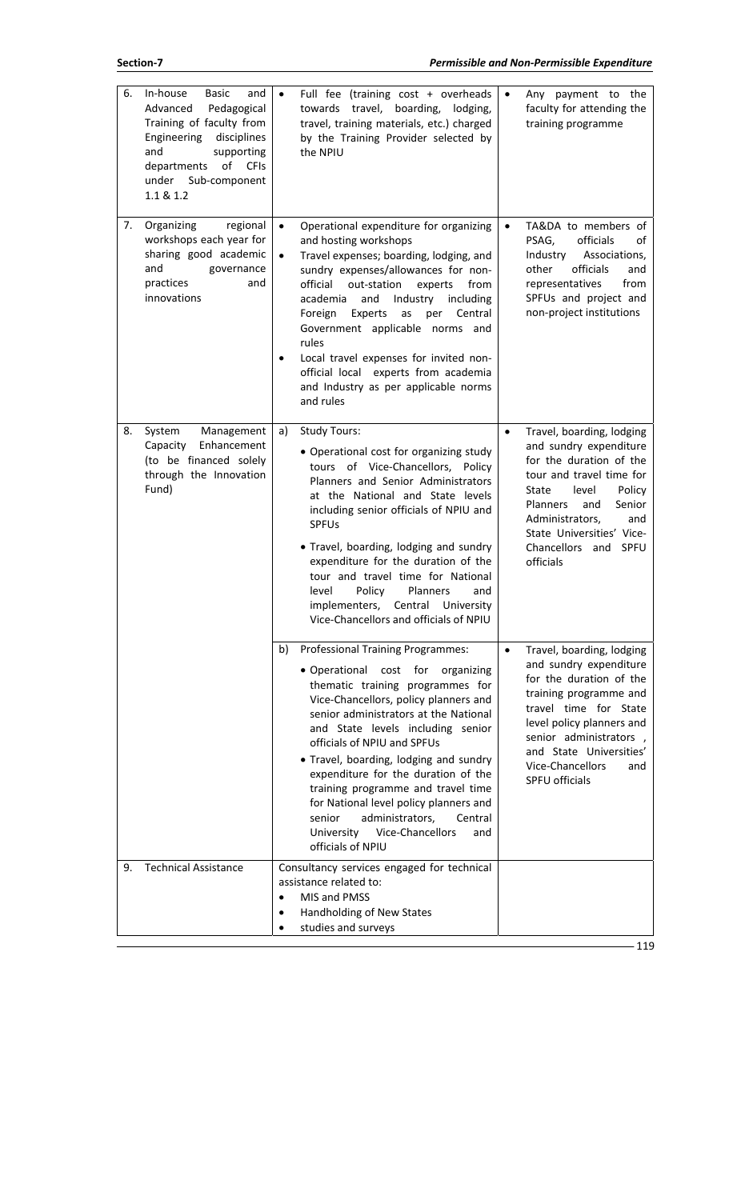| 6. In-house Basic and Advanced Pedagogical Training of faculty from Engineering disciplines and supporting departments of CFIs under Sub-component 1.1 & 1.2 | • Full fee (training cost + overheads towards travel, boarding, lodging, travel, training materials, etc.) charged by the Training Provider selected by the NPIU | • Any payment to the faculty for attending the training programme |
|---|---|---|
| 7. Organizing regional workshops each year for sharing good academic and governance practices and innovations | • Operational expenditure for organizing and hosting workshops<br>• Travel expenses; boarding, lodging, and sundry expenses/allowances for non-official out-station experts from academia and Industry including Foreign Experts as per Central Government applicable norms and rules<br>• Local travel expenses for invited non-official local experts from academia and Industry as per applicable norms and rules | • TA&DA to members of PSAG, officials of Industry Associations, other officials and representatives from SPFUs and project and non-project institutions |
| 8. System Management Capacity Enhancement (to be financed solely through the Innovation Fund) | a) Study Tours:<br>• Operational cost for organizing study tours of Vice-Chancellors, Policy Planners and Senior Administrators at the National and State levels including senior officials of NPIU and SPFUs<br>• Travel, boarding, lodging and sundry expenditure for the duration of the tour and travel time for National level Policy Planners and implementers, Central University Vice-Chancellors and officials of NPIU | • Travel, boarding, lodging and sundry expenditure for the duration of the tour and travel time for State level Policy Planners and Senior Administrators, and State Universities' Vice-Chancellors and SPFU officials |
| | b) Professional Training Programmes:<br>• Operational cost for organizing thematic training programmes for Vice-Chancellors, policy planners and senior administrators at the National and State levels including senior officials of NPIU and SPFUs<br>• Travel, boarding, lodging and sundry expenditure for the duration of the training programme and travel time for National level policy planners and senior administrators, Central University Vice-Chancellors and officials of NPIU | • Travel, boarding, lodging and sundry expenditure for the duration of the training programme and travel time for State level policy planners and senior administrators , and State Universities' Vice-Chancellors and SPFU officials |
| 9. Technical Assistance | Consultancy services engaged for technical assistance related to:<br>• MIS and PMSS<br>• Handholding of New States<br>• studies and surveys | |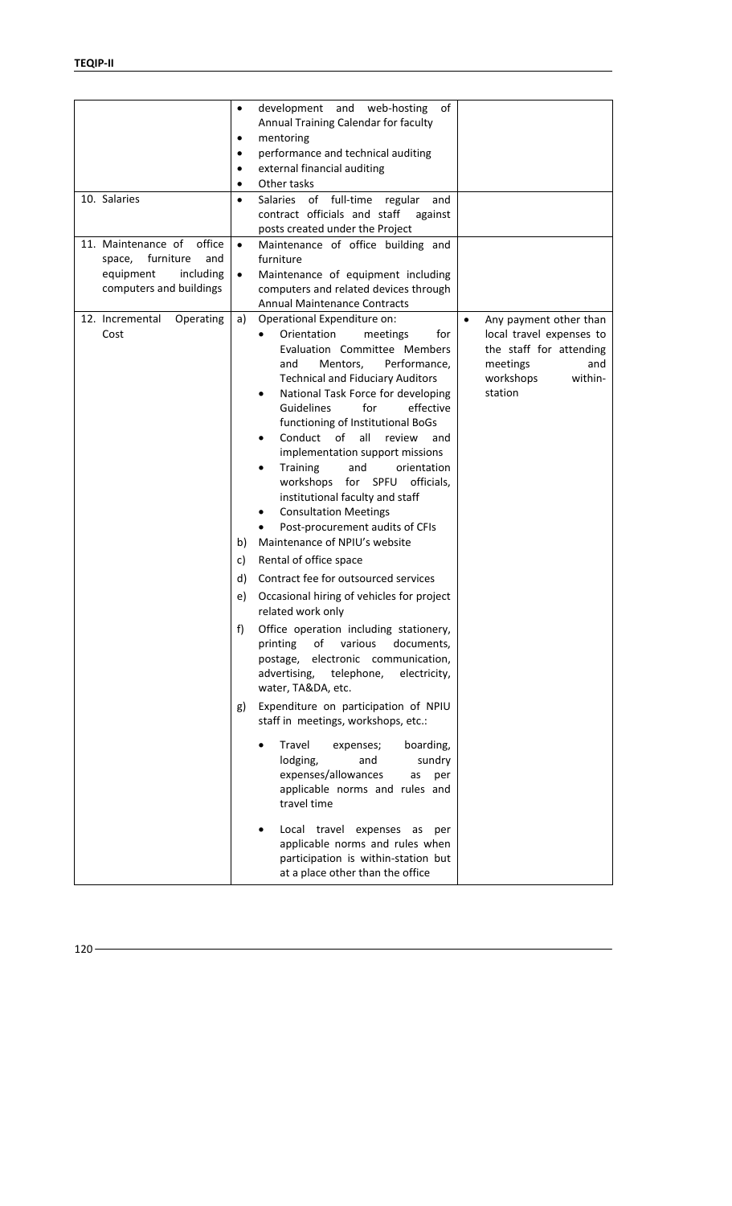| | | |
|---|---|---|
| | • development and web-hosting of Annual Training Calendar for faculty<br>• mentoring<br>• performance and technical auditing<br>• external financial auditing<br>• Other tasks | |
| 10. Salaries | • Salaries of full-time regular and contract officials and staff against posts created under the Project | |
| 11. Maintenance of office space, furniture and equipment including computers and buildings | • Maintenance of office building and furniture<br>• Maintenance of equipment including computers and related devices through Annual Maintenance Contracts | |
| 12. Incremental Operating Cost | a) Operational Expenditure on:<br>• Orientation meetings for Evaluation Committee Members and Mentors, Performance, Technical and Fiduciary Auditors<br>• National Task Force for developing Guidelines for effective functioning of Institutional BoGs<br>• Conduct of all review and implementation support missions<br>• Training and orientation workshops for SPFU officials, institutional faculty and staff<br>• Consultation Meetings<br>• Post-procurement audits of CFIs<br>b) Maintenance of NPIU's website<br>c) Rental of office space<br>d) Contract fee for outsourced services<br>e) Occasional hiring of vehicles for project related work only<br>f) Office operation including stationery, printing of various documents, postage, electronic communication, advertising, telephone, electricity, water, TA&DA, etc.<br>g) Expenditure on participation of NPIU staff in meetings, workshops, etc.:<br>• Travel expenses; boarding, lodging, and sundry expenses/allowances as per applicable norms and rules and travel time<br>• Local travel expenses as per applicable norms and rules when participation is within-station but at a place other than the office | • Any payment other than local travel expenses to the staff for attending meetings and workshops within-station |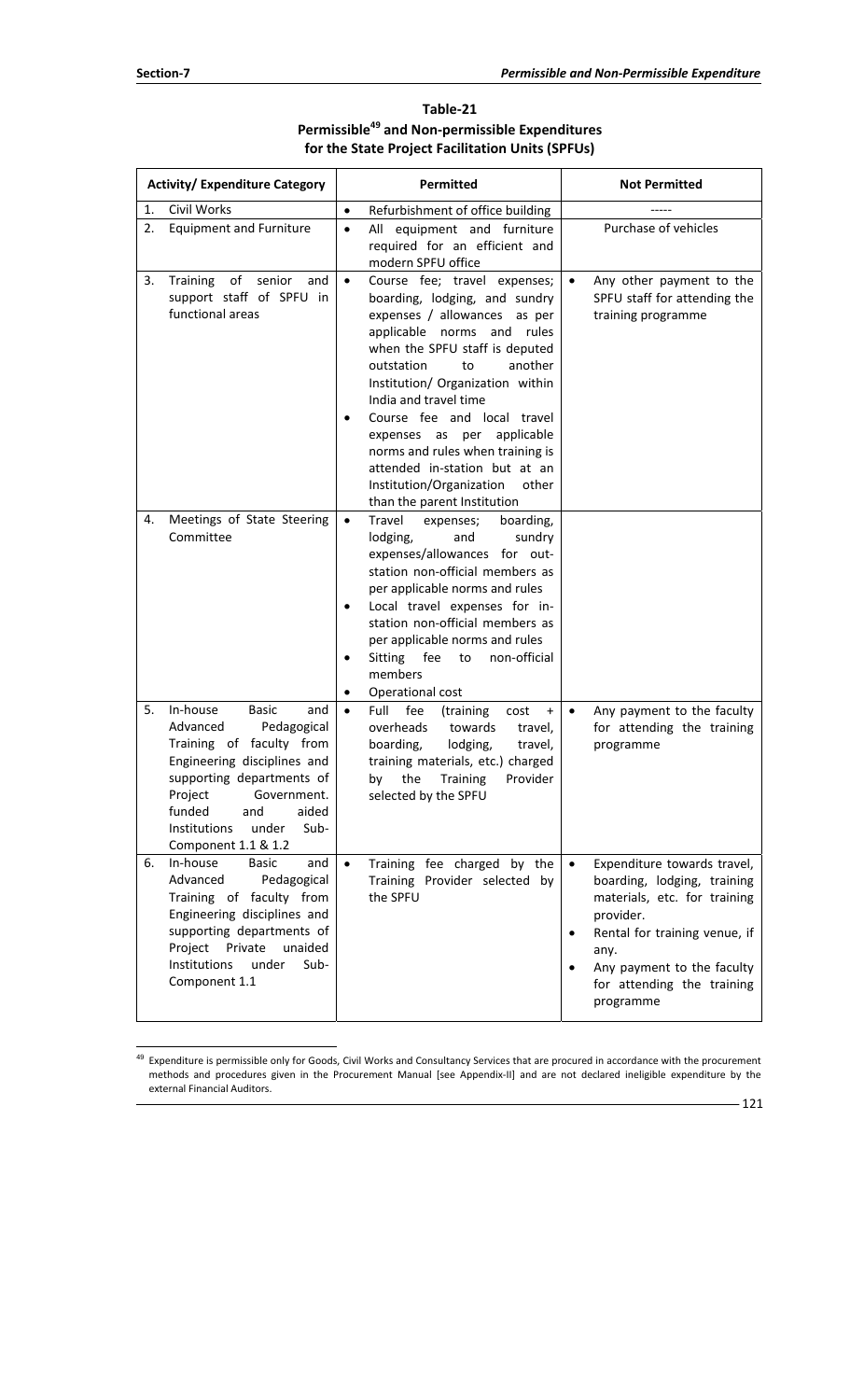**Table-21**
**Permissible[49] and Non-permissible Expenditures for the State Project Facilitation Units (SPFUs)**

| Activity/ Expenditure Category | Permitted | Not Permitted |
|---|---|---|
| 1. Civil Works | • Refurbishment of office building | ----- |
| 2. Equipment and Furniture | • All equipment and furniture required for an efficient and modern SPFU office | Purchase of vehicles |
| 3. Training of senior and support staff of SPFU in functional areas | • Course fee; travel expenses; boarding, lodging, and sundry expenses / allowances as per applicable norms and rules when the SPFU staff is deputed outstation to another Institution/ Organization within India and travel time<br>• Course fee and local travel expenses as per applicable norms and rules when training is attended in-station but at an Institution/Organization other than the parent Institution | • Any other payment to the SPFU staff for attending the training programme |
| 4. Meetings of State Steering Committee | • Travel expenses; boarding, lodging, and sundry expenses/allowances for out-station non-official members as per applicable norms and rules<br>• Local travel expenses for in-station non-official members as per applicable norms and rules<br>• Sitting fee to non-official members<br>• Operational cost | |
| 5. In-house Basic and Advanced Pedagogical Training of faculty from Engineering disciplines and supporting departments of Project Government. funded and aided Institutions under Sub-Component 1.1 & 1.2 | • Full fee (training cost + overheads towards travel, boarding, lodging, travel, training materials, etc.) charged by the Training Provider selected by the SPFU | • Any payment to the faculty for attending the training programme |
| 6. In-house Basic and Advanced Pedagogical Training of faculty from Engineering disciplines and supporting departments of Project Private unaided Institutions under Sub-Component 1.1 | • Training fee charged by the Training Provider selected by the SPFU | • Expenditure towards travel, boarding, lodging, training materials, etc. for training provider.<br>• Rental for training venue, if any.<br>• Any payment to the faculty for attending the training programme |

[49] Expenditure is permissible only for Goods, Civil Works and Consultancy Services that are procured in accordance with the procurement methods and procedures given in the Procurement Manual [see Appendix-II] and are not declared ineligible expenditure by the external Financial Auditors.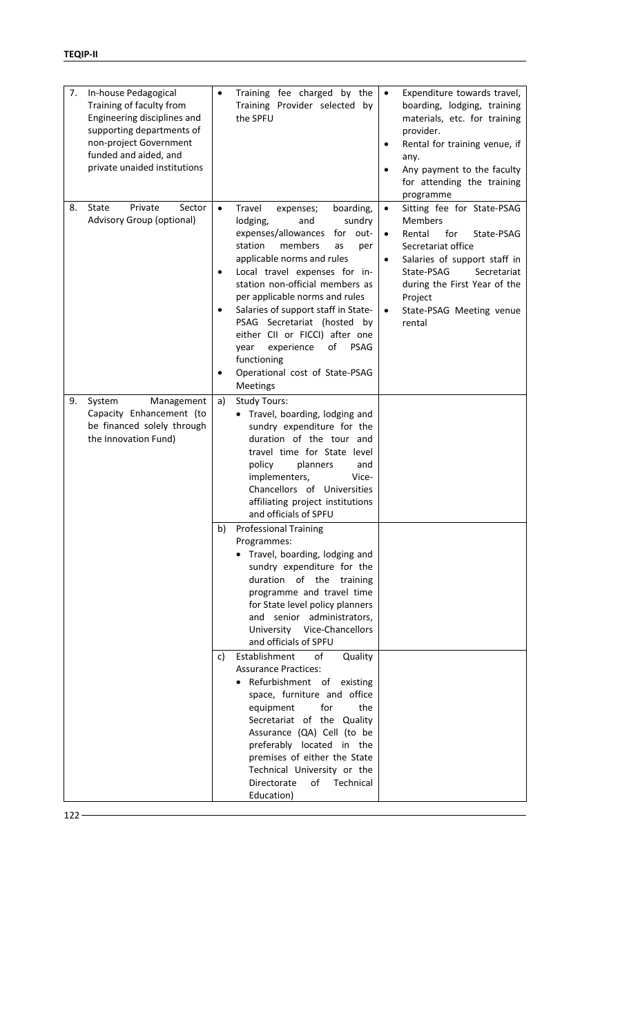| | | | |
|---|---|---|---|
| 7. | In-house Pedagogical Training of faculty from Engineering disciplines and supporting departments of non-project Government funded and aided, and private unaided institutions | • Training fee charged by the Training Provider selected by the SPFU | • Expenditure towards travel, boarding, lodging, training materials, etc. for training provider.<br>• Rental for training venue, if any.<br>• Any payment to the faculty for attending the training programme |
| 8. | State Private Sector Advisory Group (optional) | • Travel expenses; boarding, lodging, and sundry expenses/allowances for out-station members as per applicable norms and rules<br>• Local travel expenses for in-station non-official members as per applicable norms and rules<br>• Salaries of support staff in State-PSAG Secretariat (hosted by either CII or FICCI) after one year experience of PSAG functioning<br>• Operational cost of State-PSAG Meetings | • Sitting fee for State-PSAG Members<br>• Rental for State-PSAG Secretariat office<br>• Salaries of support staff in State-PSAG Secretariat during the First Year of the Project<br>• State-PSAG Meeting venue rental |
| 9. | System Management Capacity Enhancement (to be financed solely through the Innovation Fund) | a) Study Tours:<br>• Travel, boarding, lodging and sundry expenditure for the duration of the tour and travel time for State level policy planners and implementers, Vice-Chancellors of Universities affiliating project institutions and officials of SPFU | |
| | | b) Professional Training Programmes:<br>• Travel, boarding, lodging and sundry expenditure for the duration of the training programme and travel time for State level policy planners and senior administrators, University Vice-Chancellors and officials of SPFU | |
| | | c) Establishment of Quality Assurance Practices:<br>• Refurbishment of existing space, furniture and office equipment for the Secretariat of the Quality Assurance (QA) Cell (to be preferably located in the premises of either the State Technical University or the Directorate of Technical Education) | |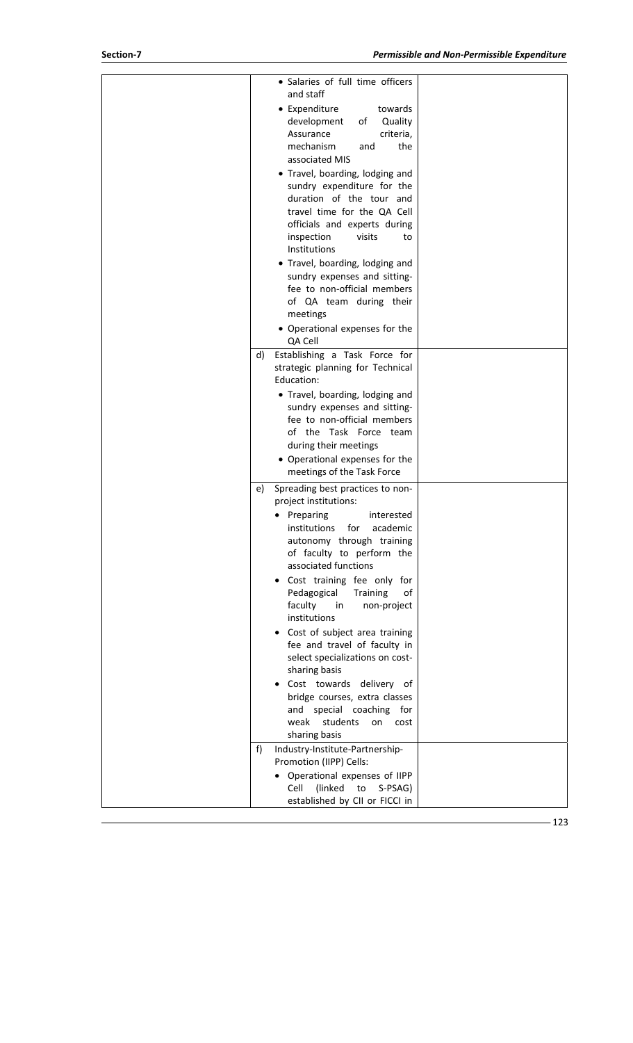| | | |
|---|---|---|
| | • Salaries of full time officers and staff<br>• Expenditure towards development of Quality Assurance criteria, mechanism and the associated MIS<br>• Travel, boarding, lodging and sundry expenditure for the duration of the tour and travel time for the QA Cell officials and experts during inspection visits to Institutions<br>• Travel, boarding, lodging and sundry expenses and sitting-fee to non-official members of QA team during their meetings<br>• Operational expenses for the QA Cell | |
| | d) Establishing a Task Force for strategic planning for Technical Education:<br>• Travel, boarding, lodging and sundry expenses and sitting-fee to non-official members of the Task Force team during their meetings<br>• Operational expenses for the meetings of the Task Force | |
| | e) Spreading best practices to non-project institutions:<br>• Preparing interested institutions for academic autonomy through training of faculty to perform the associated functions<br>• Cost training fee only for Pedagogical Training of faculty in non-project institutions<br>• Cost of subject area training fee and travel of faculty in select specializations on cost-sharing basis<br>• Cost towards delivery of bridge courses, extra classes and special coaching for weak students on cost sharing basis | |
| | f) Industry-Institute-Partnership-Promotion (IIPP) Cells:<br>• Operational expenses of IIPP Cell (linked to S-PSAG) established by CII or FICCI in | |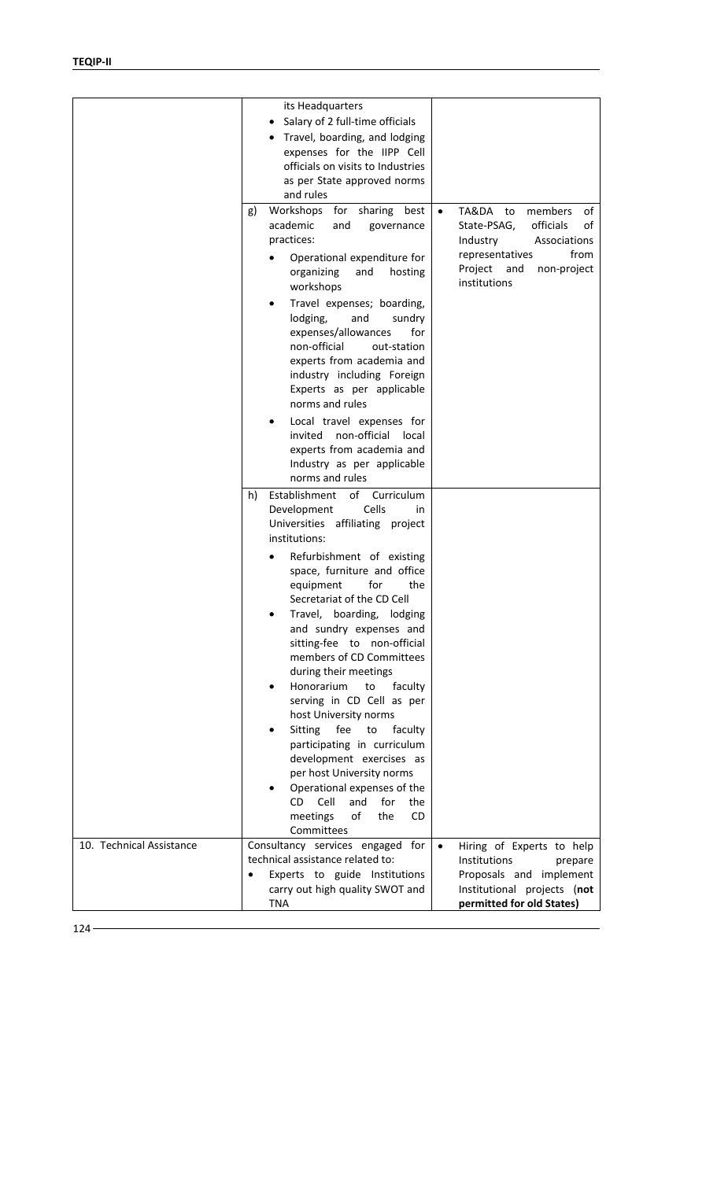| | | |
|---|---|---|
| | its Headquarters<br>• Salary of 2 full-time officials<br>• Travel, boarding, and lodging expenses for the IIPP Cell officials on visits to Industries as per State approved norms and rules | |
| | g) Workshops for sharing best academic and governance practices:<br>• Operational expenditure for organizing and hosting workshops<br>• Travel expenses; boarding, lodging, and sundry expenses/allowances for non-official out-station experts from academia and industry including Foreign Experts as per applicable norms and rules<br>• Local travel expenses for invited non-official local experts from academia and Industry as per applicable norms and rules | • TA&DA to members of State-PSAG, officials of Industry Associations representatives from Project and non-project institutions |
| | h) Establishment of Curriculum Development Cells in Universities affiliating project institutions:<br>• Refurbishment of existing space, furniture and office equipment for the Secretariat of the CD Cell<br>• Travel, boarding, lodging and sundry expenses and sitting-fee to non-official members of CD Committees during their meetings<br>• Honorarium to faculty serving in CD Cell as per host University norms<br>• Sitting fee to faculty participating in curriculum development exercises as per host University norms<br>• Operational expenses of the CD Cell and for the meetings of the CD Committees | |
| 10. Technical Assistance | Consultancy services engaged for technical assistance related to:<br>• Experts to guide Institutions carry out high quality SWOT and TNA | • Hiring of Experts to help Institutions prepare Proposals and implement Institutional projects (**not permitted for old States)** |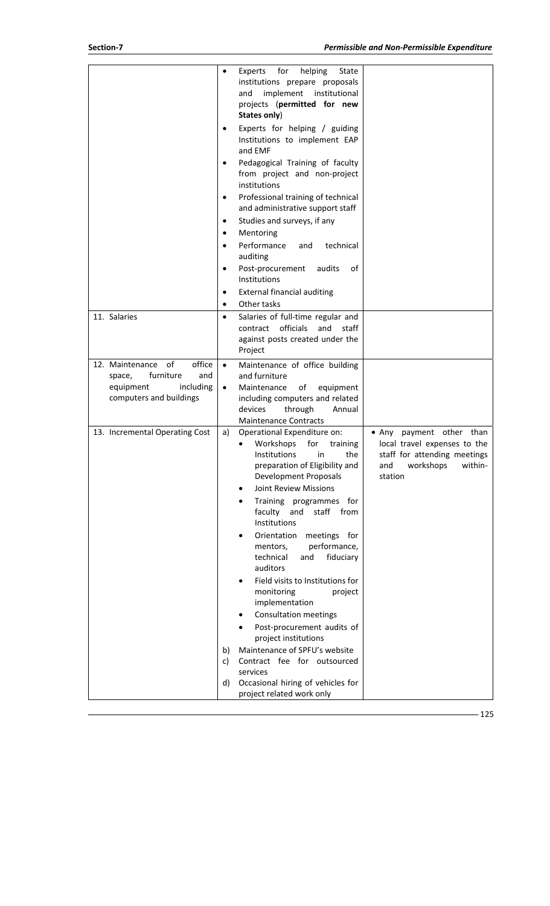| | | |
|---|---|---|
| | • Experts for helping State institutions prepare proposals and implement institutional projects (**permitted for new States only**)<br>• Experts for helping / guiding Institutions to implement EAP and EMF<br>• Pedagogical Training of faculty from project and non-project institutions<br>• Professional training of technical and administrative support staff<br>• Studies and surveys, if any<br>• Mentoring<br>• Performance and technical auditing<br>• Post-procurement audits of Institutions<br>• External financial auditing<br>• Other tasks | |
| 11. Salaries | • Salaries of full-time regular and contract officials and staff against posts created under the Project | |
| 12. Maintenance of office space, furniture and equipment including computers and buildings | • Maintenance of office building and furniture<br>• Maintenance of equipment including computers and related devices through Annual Maintenance Contracts | |
| 13. Incremental Operating Cost | a) Operational Expenditure on:<br>• Workshops for training Institutions in the preparation of Eligibility and Development Proposals<br>• Joint Review Missions<br>• Training programmes for faculty and staff from Institutions<br>• Orientation meetings for mentors, performance, technical and fiduciary auditors<br>• Field visits to Institutions for monitoring project implementation<br>• Consultation meetings<br>• Post-procurement audits of project institutions<br>b) Maintenance of SPFU's website<br>c) Contract fee for outsourced services<br>d) Occasional hiring of vehicles for project related work only | • Any payment other than local travel expenses to the staff for attending meetings and workshops within-station |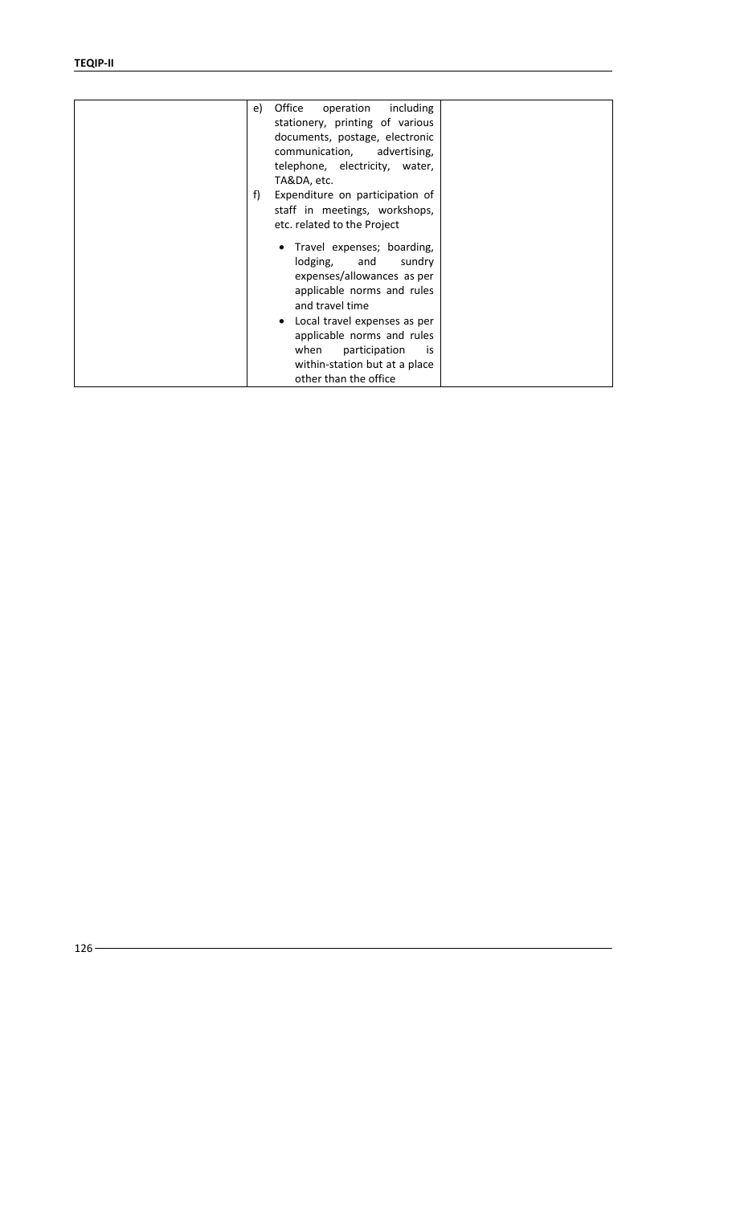| | | |
|---|---|---|
| | e) Office operation including stationery, printing of various documents, postage, electronic communication, advertising, telephone, electricity, water, TA&DA, etc.<br>f) Expenditure on participation of staff in meetings, workshops, etc. related to the Project<br>• Travel expenses; boarding, lodging, and sundry expenses/allowances as per applicable norms and rules and travel time<br>• Local travel expenses as per applicable norms and rules when participation is within-station but at a place other than the office | |